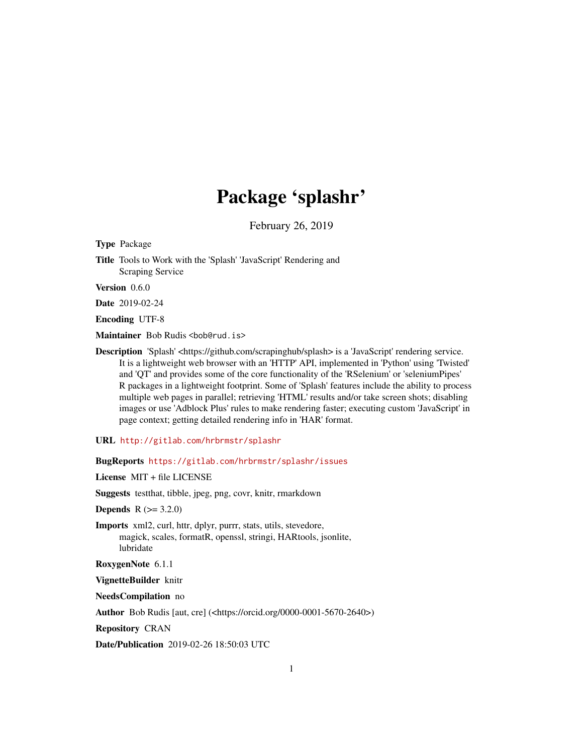# Package 'splashr'

February 26, 2019

**Type** Package

**Title** Tools to Work with the 'Splash' 'JavaScript' Rendering and Scraping Service

**Version** 0.6.0

**Date** 2019-02-24

**Encoding** UTF-8

**Maintainer** Bob Rudis <bob@rud.is>

**Description** 'Splash' <https://github.com/scrapinghub/splash> is a 'JavaScript' rendering service. It is a lightweight web browser with an 'HTTP' API, implemented in 'Python' using 'Twisted' and 'QT' and provides some of the core functionality of the 'RSelenium' or 'seleniumPipes' R packages in a lightweight footprint. Some of 'Splash' features include the ability to process multiple web pages in parallel; retrieving 'HTML' results and/or take screen shots; disabling images or use 'Adblock Plus' rules to make rendering faster; executing custom 'JavaScript' in page context; getting detailed rendering info in 'HAR' format.

**URL** http://gitlab.com/hrbrmstr/splashr

**BugReports** https://gitlab.com/hrbrmstr/splashr/issues

**License** MIT + file LICENSE

**Suggests** testthat, tibble, jpeg, png, covr, knitr, rmarkdown

**Depends** R (>= 3.2.0)

**Imports** xml2, curl, httr, dplyr, purrr, stats, utils, stevedore, magick, scales, formatR, openssl, stringi, HARtools, jsonlite, lubridate

**RoxygenNote** 6.1.1

**VignetteBuilder** knitr

**NeedsCompilation** no

**Author** Bob Rudis [aut, cre] (<https://orcid.org/0000-0001-5670-2640>)

**Repository** CRAN

**Date/Publication** 2019-02-26 18:50:03 UTC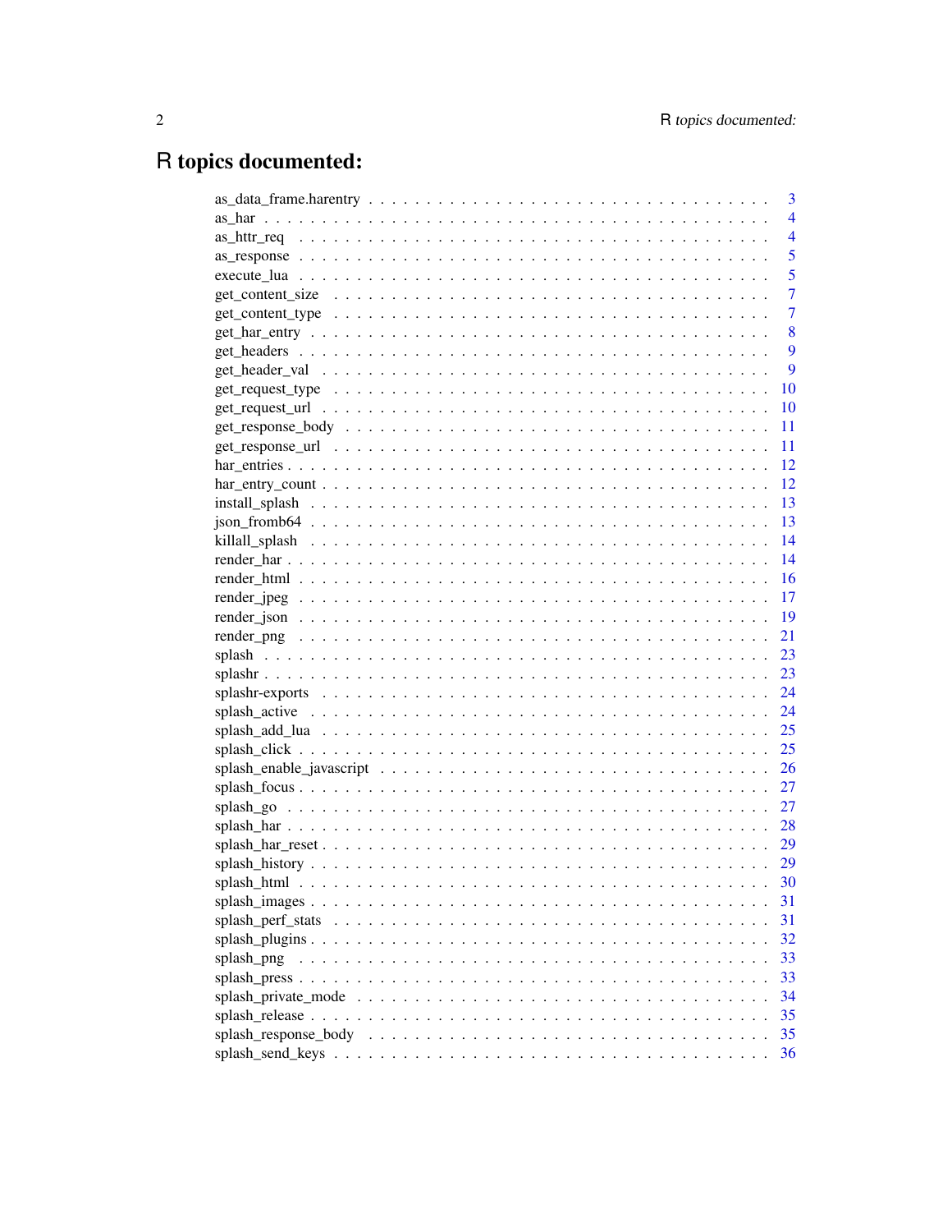# R topics documented:

| | |
|---|---|
| as_data_frame.harentry | 3 |
| as_har | 4 |
| as_httr_req | 4 |
| as_response | 5 |
| execute_lua | 5 |
| get_content_size | 7 |
| get_content_type | 7 |
| get_har_entry | 8 |
| get_headers | 9 |
| get_header_val | 9 |
| get_request_type | 10 |
| get_request_url | 10 |
| get_response_body | 11 |
| get_response_url | 11 |
| har_entries | 12 |
| har_entry_count | 12 |
| install_splash | 13 |
| json_fromb64 | 13 |
| killall_splash | 14 |
| render_har | 14 |
| render_html | 16 |
| render_jpeg | 17 |
| render_json | 19 |
| render_png | 21 |
| splash | 23 |
| splashr | 23 |
| splashr-exports | 24 |
| splash_active | 24 |
| splash_add_lua | 25 |
| splash_click | 25 |
| splash_enable_javascript | 26 |
| splash_focus | 27 |
| splash_go | 27 |
| splash_har | 28 |
| splash_har_reset | 29 |
| splash_history | 29 |
| splash_html | 30 |
| splash_images | 31 |
| splash_perf_stats | 31 |
| splash_plugins | 32 |
| splash_png | 33 |
| splash_press | 33 |
| splash_private_mode | 34 |
| splash_release | 35 |
| splash_response_body | 35 |
| splash_send_keys | 36 |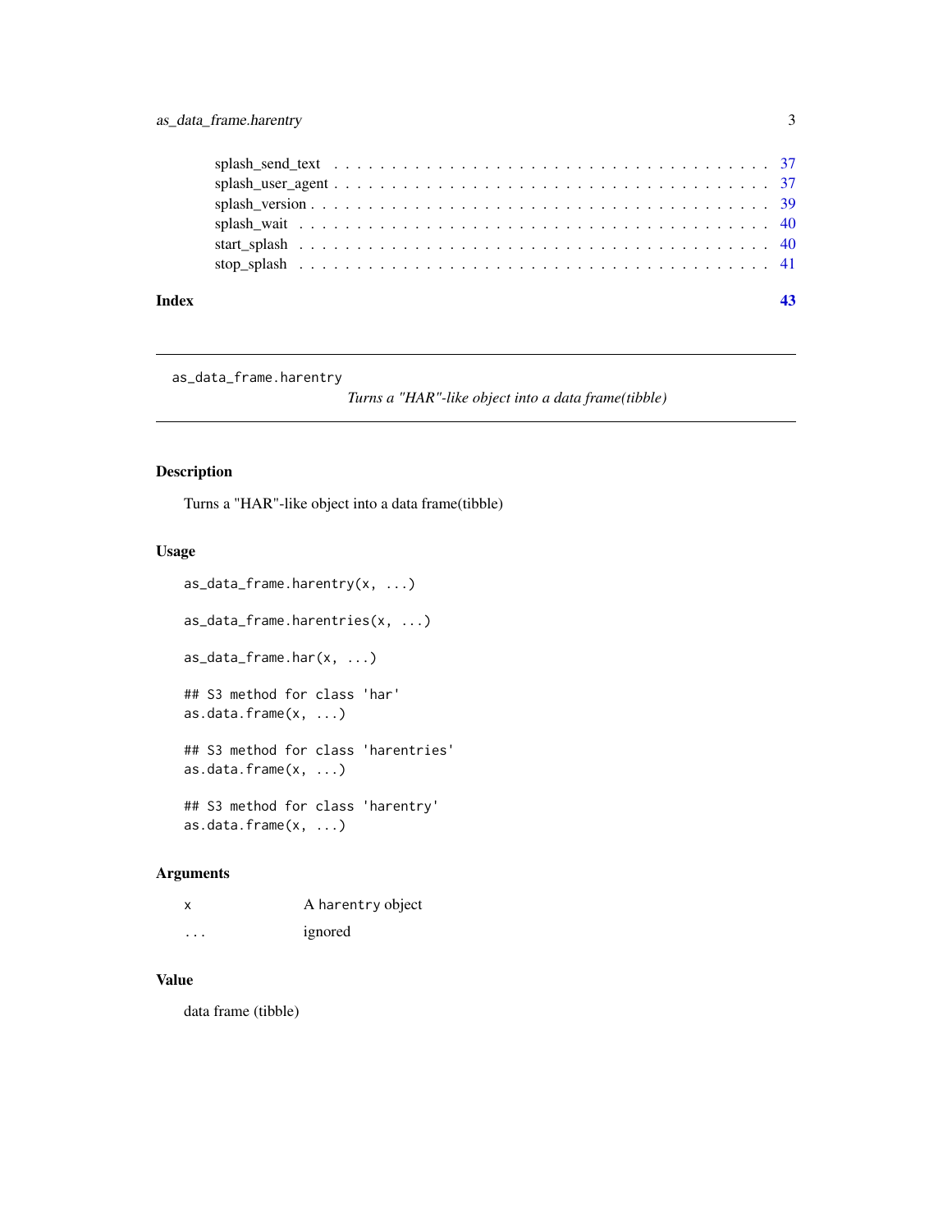splash_send_text . . . . . . . . . . . . . . . . . . . . . . . . . . . . . . . . . . . 37
splash_user_agent . . . . . . . . . . . . . . . . . . . . . . . . . . . . . . . . . . . 37
splash_version . . . . . . . . . . . . . . . . . . . . . . . . . . . . . . . . . . . . 39
splash_wait . . . . . . . . . . . . . . . . . . . . . . . . . . . . . . . . . . . . . . 40
start_splash . . . . . . . . . . . . . . . . . . . . . . . . . . . . . . . . . . . . . 40
stop_splash . . . . . . . . . . . . . . . . . . . . . . . . . . . . . . . . . . . . . . 41

**Index** **43**

---

`as_data_frame.harentry` *Turns a "HAR"-like object into a data frame(tibble)*

---

## Description

Turns a "HAR"-like object into a data frame(tibble)

## Usage

```
as_data_frame.harentry(x, ...)

as_data_frame.harentries(x, ...)

as_data_frame.har(x, ...)

## S3 method for class 'har'
as.data.frame(x, ...)

## S3 method for class 'harentries'
as.data.frame(x, ...)

## S3 method for class 'harentry'
as.data.frame(x, ...)
```

## Arguments

| | |
|---|---|
| `x` | A harentry object |
| `...` | ignored |

## Value

data frame (tibble)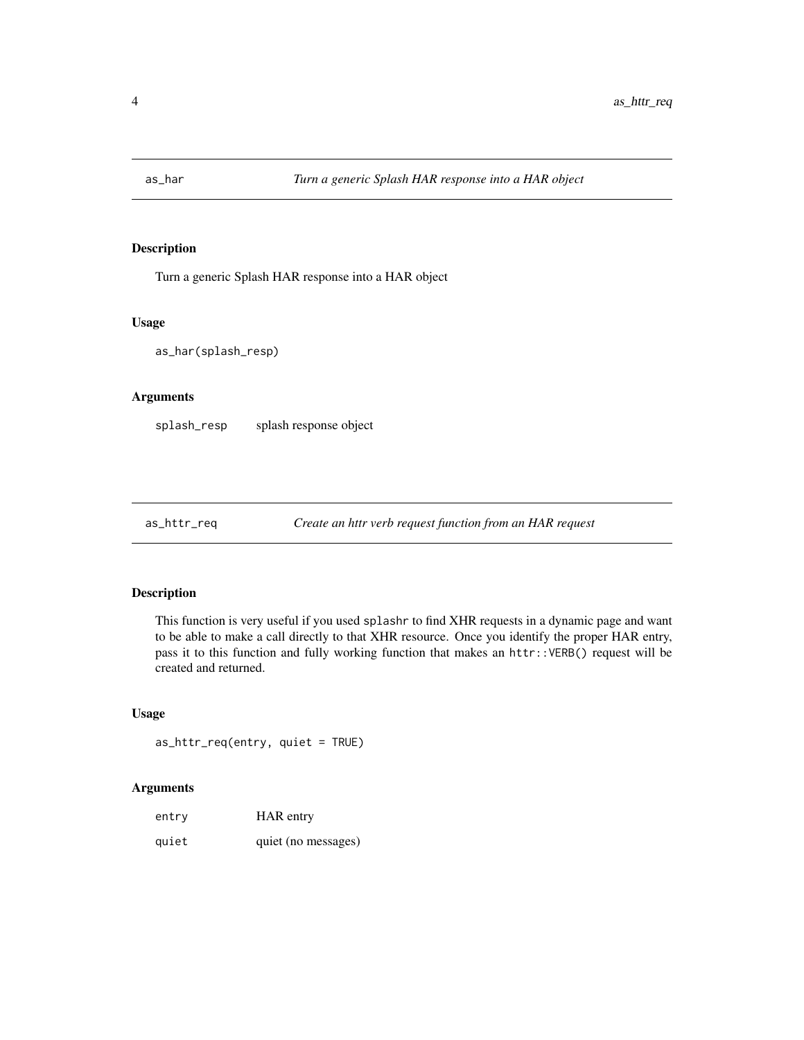## as_har — *Turn a generic Splash HAR response into a HAR object*

### Description

Turn a generic Splash HAR response into a HAR object

### Usage

```
as_har(splash_resp)
```

### Arguments

| | |
|---|---|
| `splash_resp` | splash response object |

## as_httr_req — *Create an httr verb request function from an HAR request*

### Description

This function is very useful if you used `splashr` to find XHR requests in a dynamic page and want to be able to make a call directly to that XHR resource. Once you identify the proper HAR entry, pass it to this function and fully working function that makes an `httr::VERB()` request will be created and returned.

### Usage

```
as_httr_req(entry, quiet = TRUE)
```

### Arguments

| | |
|---|---|
| `entry` | HAR entry |
| `quiet` | quiet (no messages) |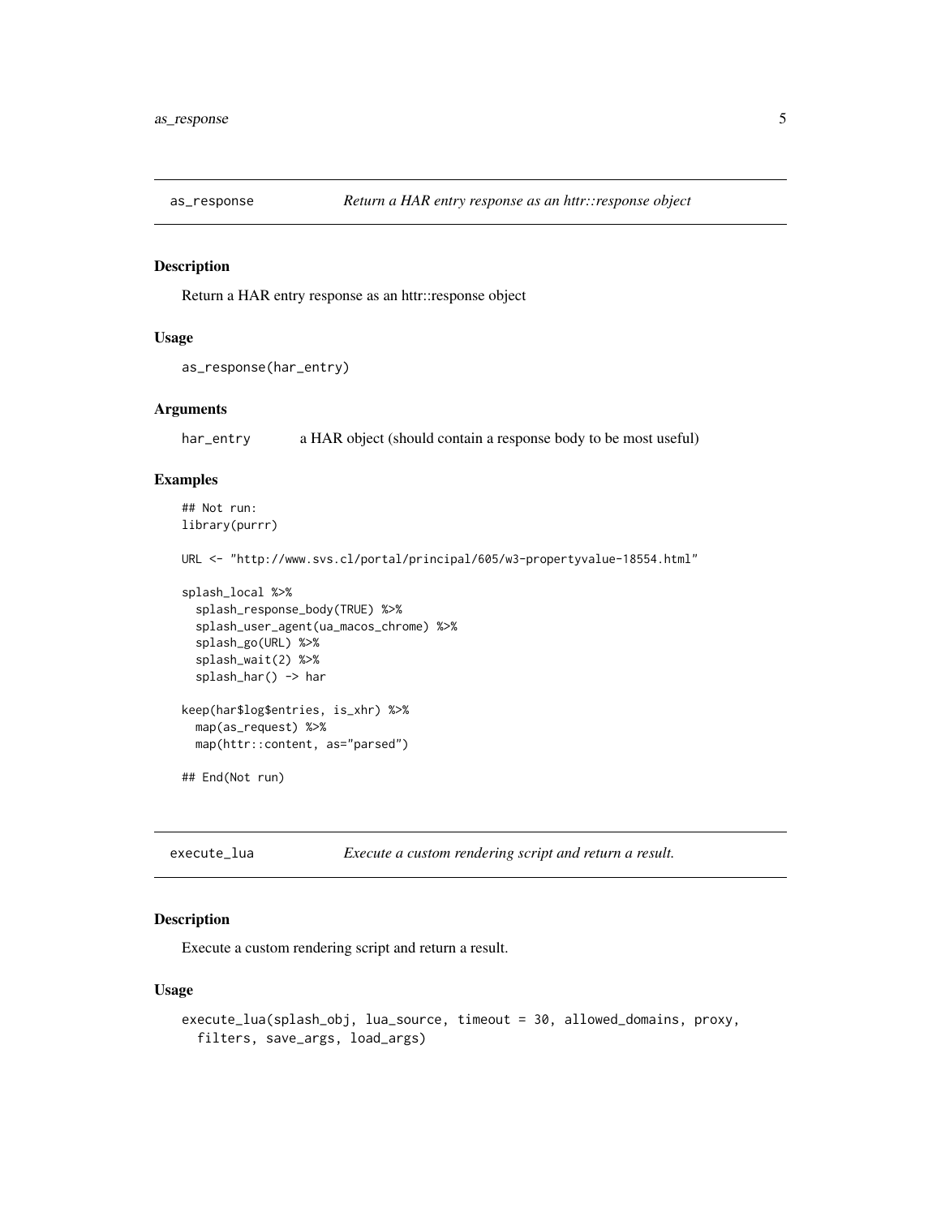## as_response — *Return a HAR entry response as an httr::response object*

### Description

Return a HAR entry response as an httr::response object

### Usage

```
as_response(har_entry)
```

### Arguments

| | |
|---|---|
| `har_entry` | a HAR object (should contain a response body to be most useful) |

### Examples

```
## Not run:
library(purrr)

URL <- "http://www.svs.cl/portal/principal/605/w3-propertyvalue-18554.html"

splash_local %>%
  splash_response_body(TRUE) %>%
  splash_user_agent(ua_macos_chrome) %>%
  splash_go(URL) %>%
  splash_wait(2) %>%
  splash_har() -> har

keep(har$log$entries, is_xhr) %>%
  map(as_request) %>%
  map(httr::content, as="parsed")

## End(Not run)
```

## execute_lua — *Execute a custom rendering script and return a result.*

### Description

Execute a custom rendering script and return a result.

### Usage

```
execute_lua(splash_obj, lua_source, timeout = 30, allowed_domains, proxy,
  filters, save_args, load_args)
```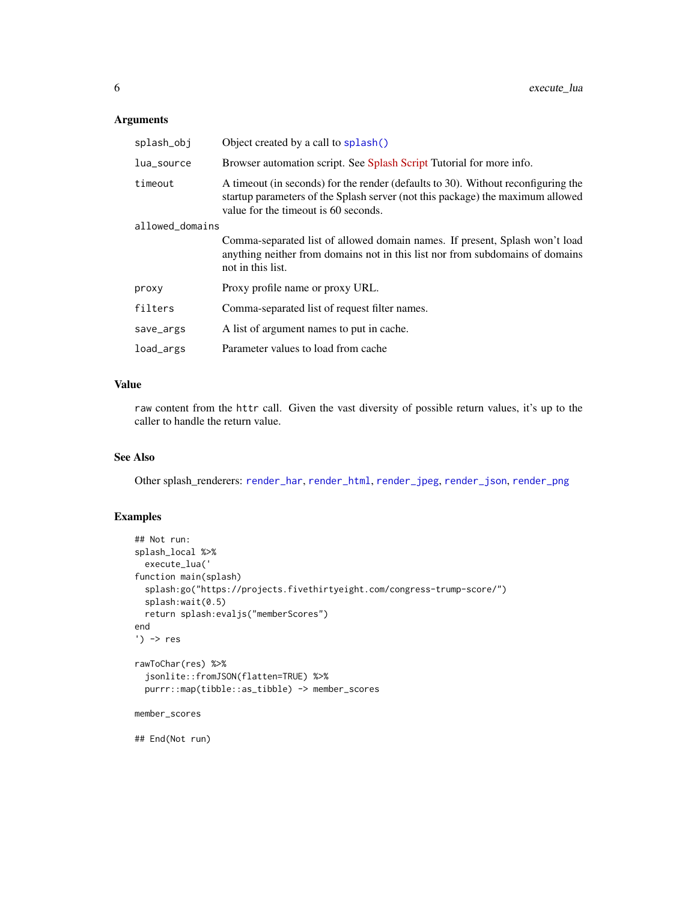### Arguments

| | |
|---|---|
| `splash_obj` | Object created by a call to `splash()` |
| `lua_source` | Browser automation script. See Splash Script Tutorial for more info. |
| `timeout` | A timeout (in seconds) for the render (defaults to 30). Without reconfiguring the startup parameters of the Splash server (not this package) the maximum allowed value for the timeout is 60 seconds. |
| `allowed_domains` | Comma-separated list of allowed domain names. If present, Splash won't load anything neither from domains not in this list nor from subdomains of domains not in this list. |
| `proxy` | Proxy profile name or proxy URL. |
| `filters` | Comma-separated list of request filter names. |
| `save_args` | A list of argument names to put in cache. |
| `load_args` | Parameter values to load from cache |

### Value

`raw` content from the `httr` call. Given the vast diversity of possible return values, it's up to the caller to handle the return value.

### See Also

Other splash_renderers: `render_har`, `render_html`, `render_jpeg`, `render_json`, `render_png`

### Examples

```
## Not run:
splash_local %>%
  execute_lua('
function main(splash)
  splash:go("https://projects.fivethirtyeight.com/congress-trump-score/")
  splash:wait(0.5)
  return splash:evaljs("memberScores")
end
') -> res

rawToChar(res) %>%
  jsonlite::fromJSON(flatten=TRUE) %>%
  purrr::map(tibble::as_tibble) -> member_scores

member_scores

## End(Not run)
```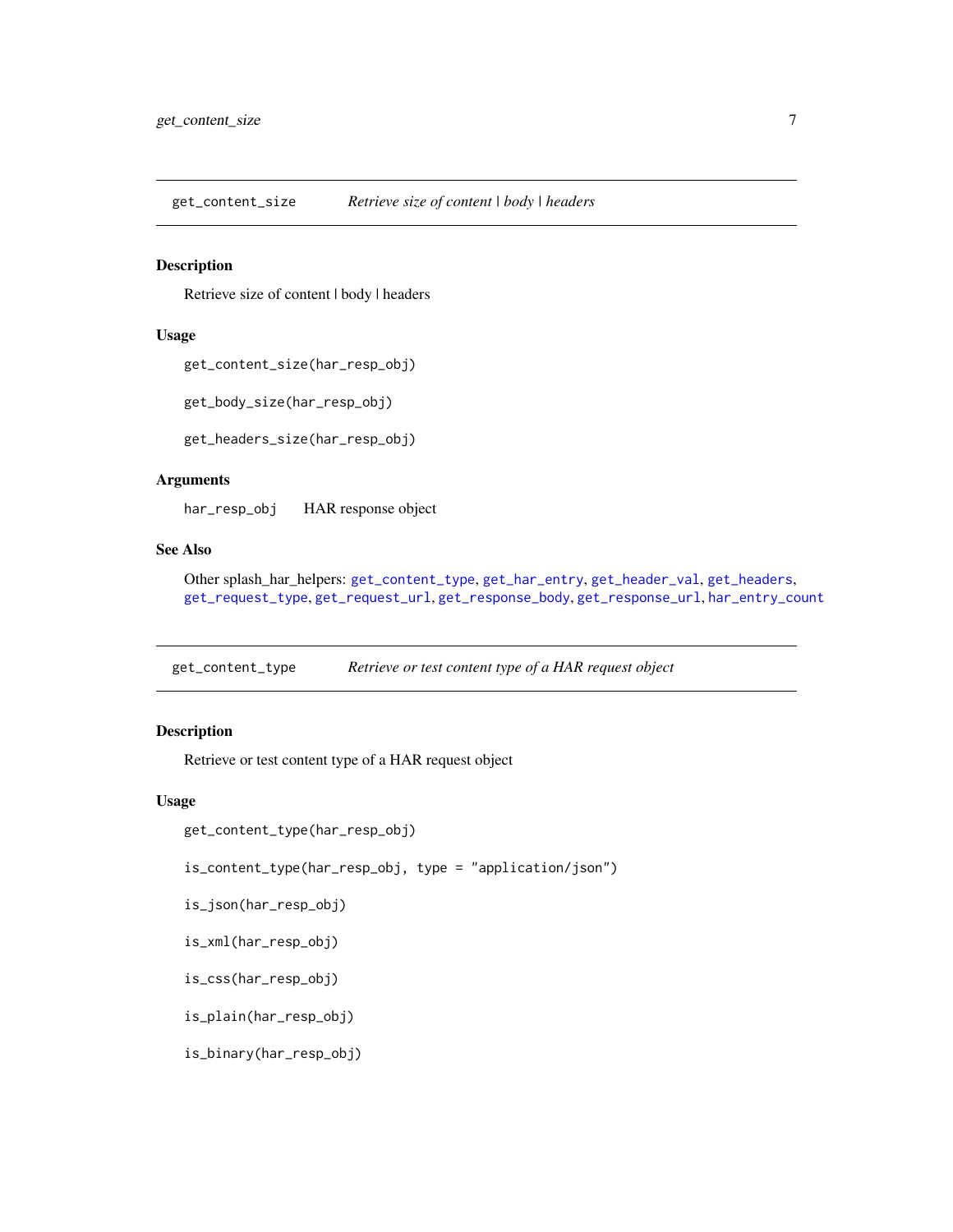## get_content_size — *Retrieve size of content | body | headers*

### Description

Retrieve size of content | body | headers

### Usage

```
get_content_size(har_resp_obj)

get_body_size(har_resp_obj)

get_headers_size(har_resp_obj)
```

### Arguments

| | |
|---|---|
| `har_resp_obj` | HAR response object |

### See Also

Other splash_har_helpers: `get_content_type`, `get_har_entry`, `get_header_val`, `get_headers`, `get_request_type`, `get_request_url`, `get_response_body`, `get_response_url`, `har_entry_count`

## get_content_type — *Retrieve or test content type of a HAR request object*

### Description

Retrieve or test content type of a HAR request object

### Usage

```
get_content_type(har_resp_obj)

is_content_type(har_resp_obj, type = "application/json")

is_json(har_resp_obj)

is_xml(har_resp_obj)

is_css(har_resp_obj)

is_plain(har_resp_obj)

is_binary(har_resp_obj)
```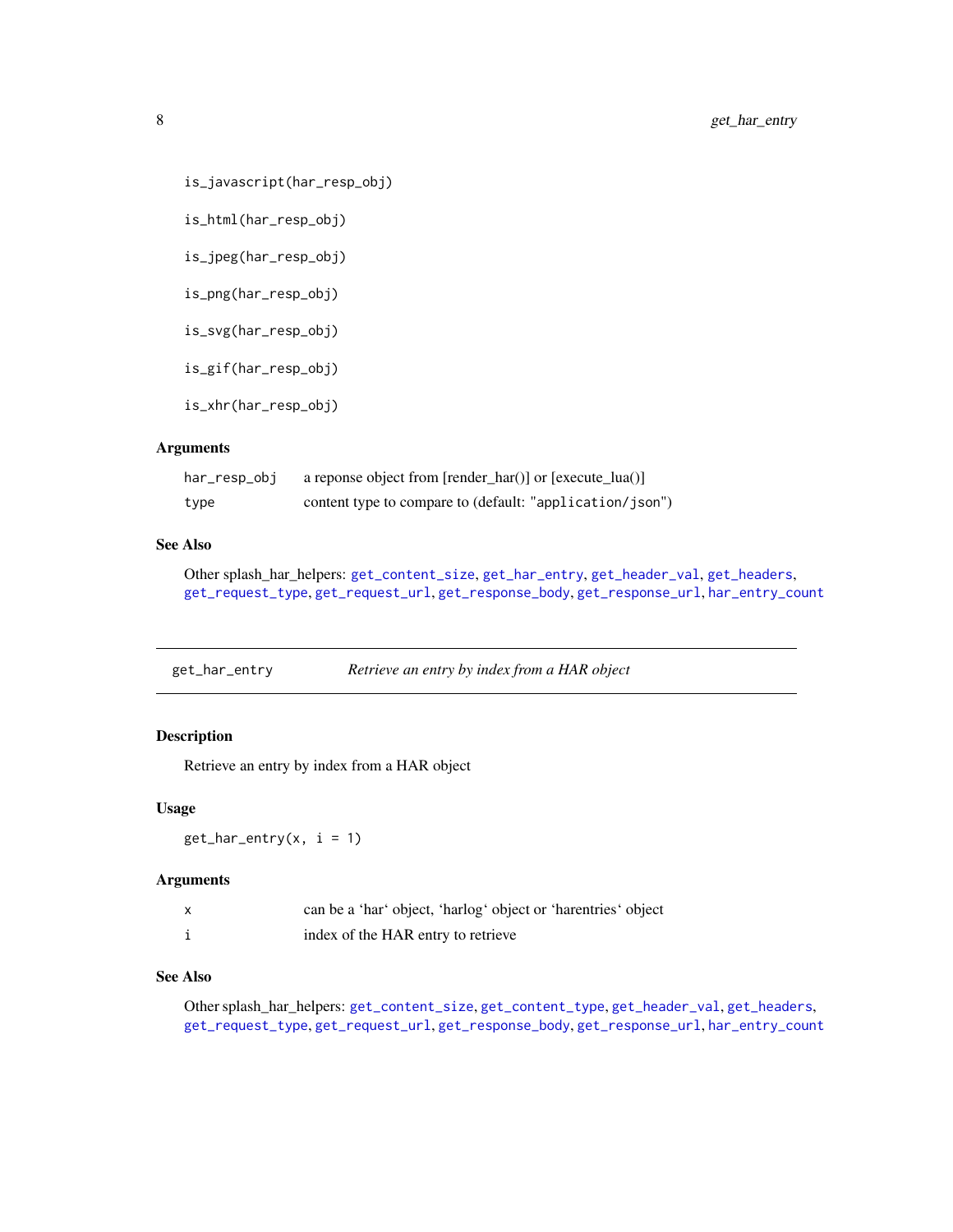```
is_javascript(har_resp_obj)

is_html(har_resp_obj)

is_jpeg(har_resp_obj)

is_png(har_resp_obj)

is_svg(har_resp_obj)

is_gif(har_resp_obj)

is_xhr(har_resp_obj)
```

### Arguments

| | |
|---|---|
| `har_resp_obj` | a reponse object from [render_har()] or [execute_lua()] |
| `type` | content type to compare to (default: "application/json") |

### See Also

Other splash_har_helpers: `get_content_size`, `get_har_entry`, `get_header_val`, `get_headers`, `get_request_type`, `get_request_url`, `get_response_body`, `get_response_url`, `har_entry_count`

---

## get_har_entry — *Retrieve an entry by index from a HAR object*

### Description

Retrieve an entry by index from a HAR object

### Usage

```
get_har_entry(x, i = 1)
```

### Arguments

| | |
|---|---|
| `x` | can be a 'har' object, 'harlog' object or 'harentries' object |
| `i` | index of the HAR entry to retrieve |

### See Also

Other splash_har_helpers: `get_content_size`, `get_content_type`, `get_header_val`, `get_headers`, `get_request_type`, `get_request_url`, `get_response_body`, `get_response_url`, `har_entry_count`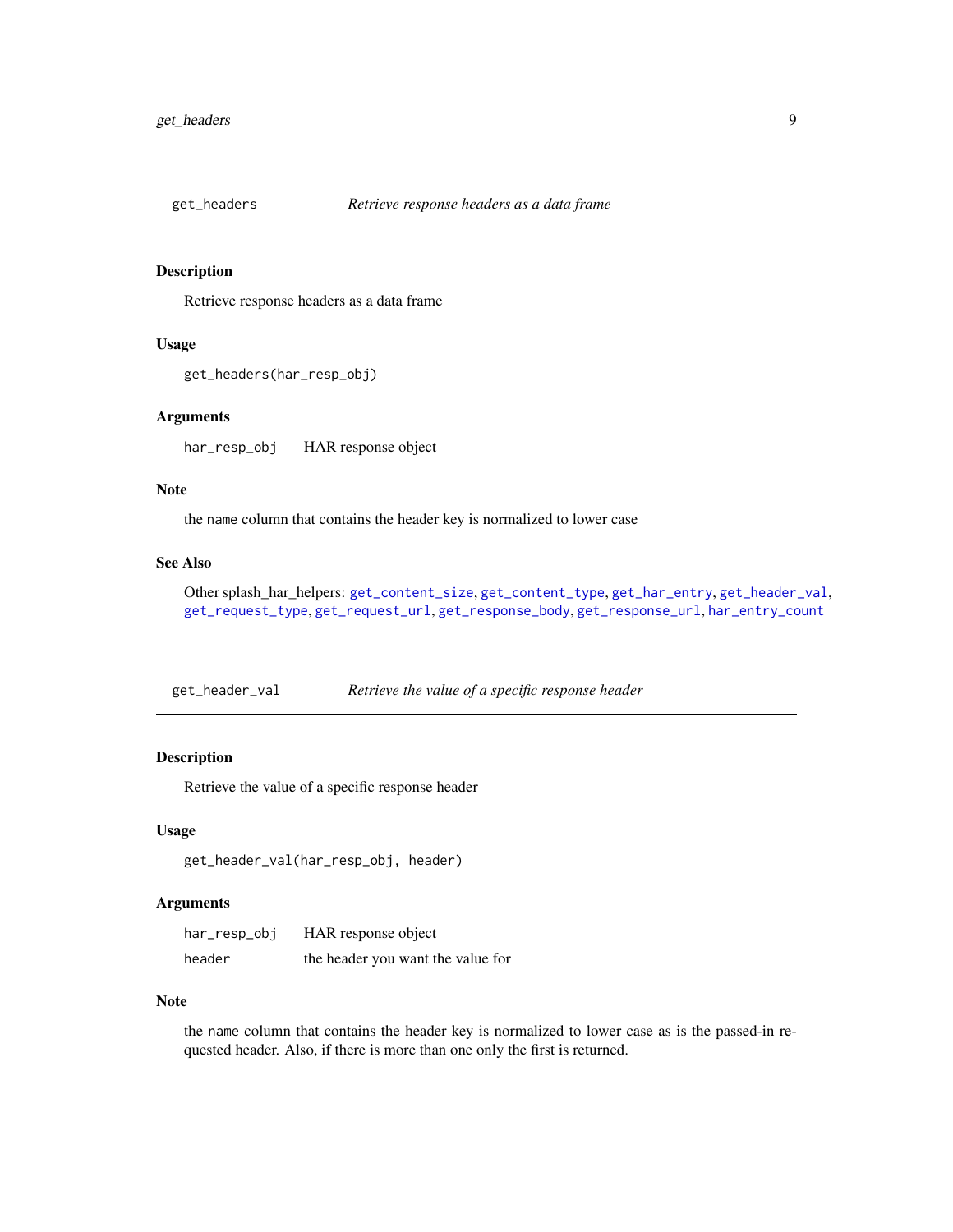## get_headers — *Retrieve response headers as a data frame*

### Description

Retrieve response headers as a data frame

### Usage

```
get_headers(har_resp_obj)
```

### Arguments

| | |
|---|---|
| `har_resp_obj` | HAR response object |

### Note

the `name` column that contains the header key is normalized to lower case

### See Also

Other splash_har_helpers: `get_content_size`, `get_content_type`, `get_har_entry`, `get_header_val`, `get_request_type`, `get_request_url`, `get_response_body`, `get_response_url`, `har_entry_count`

## get_header_val — *Retrieve the value of a specific response header*

### Description

Retrieve the value of a specific response header

### Usage

```
get_header_val(har_resp_obj, header)
```

### Arguments

| | |
|---|---|
| `har_resp_obj` | HAR response object |
| `header` | the header you want the value for |

### Note

the `name` column that contains the header key is normalized to lower case as is the passed-in requested header. Also, if there is more than one only the first is returned.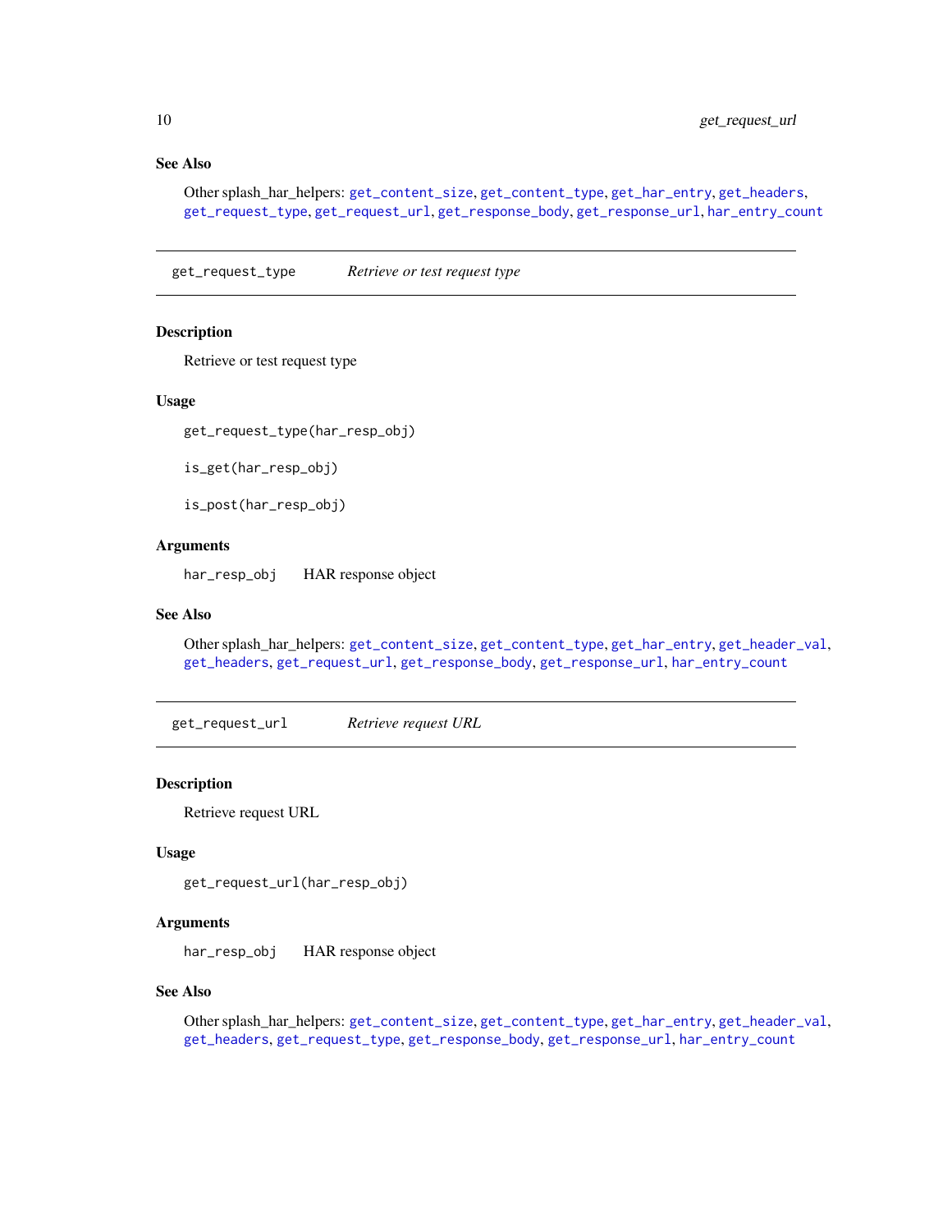### See Also

Other splash_har_helpers: `get_content_size`, `get_content_type`, `get_har_entry`, `get_headers`, `get_request_type`, `get_request_url`, `get_response_body`, `get_response_url`, `har_entry_count`

---

## get_request_type — *Retrieve or test request type*

---

### Description

Retrieve or test request type

### Usage

```
get_request_type(har_resp_obj)

is_get(har_resp_obj)

is_post(har_resp_obj)
```

### Arguments

| | |
|---|---|
| `har_resp_obj` | HAR response object |

### See Also

Other splash_har_helpers: `get_content_size`, `get_content_type`, `get_har_entry`, `get_header_val`, `get_headers`, `get_request_url`, `get_response_body`, `get_response_url`, `har_entry_count`

---

## get_request_url — *Retrieve request URL*

---

### Description

Retrieve request URL

### Usage

```
get_request_url(har_resp_obj)
```

### Arguments

| | |
|---|---|
| `har_resp_obj` | HAR response object |

### See Also

Other splash_har_helpers: `get_content_size`, `get_content_type`, `get_har_entry`, `get_header_val`, `get_headers`, `get_request_type`, `get_response_body`, `get_response_url`, `har_entry_count`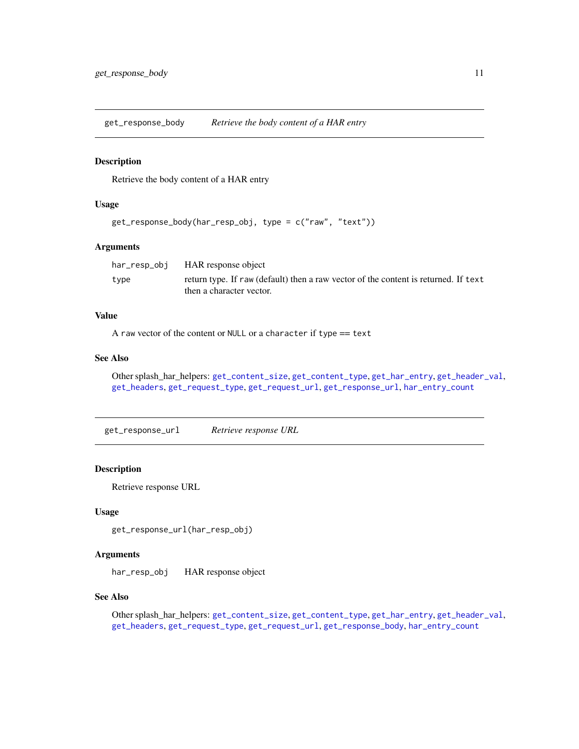## get_response_body — *Retrieve the body content of a HAR entry*

### Description

Retrieve the body content of a HAR entry

### Usage

```
get_response_body(har_resp_obj, type = c("raw", "text"))
```

### Arguments

| | |
|---|---|
| `har_resp_obj` | HAR response object |
| `type` | return type. If `raw` (default) then a raw vector of the content is returned. If `text` then a character vector. |

### Value

A `raw` vector of the content or `NULL` or a `character` if `type == text`

### See Also

Other splash_har_helpers: `get_content_size`, `get_content_type`, `get_har_entry`, `get_header_val`, `get_headers`, `get_request_type`, `get_request_url`, `get_response_url`, `har_entry_count`

## get_response_url — *Retrieve response URL*

### Description

Retrieve response URL

### Usage

```
get_response_url(har_resp_obj)
```

### Arguments

| | |
|---|---|
| `har_resp_obj` | HAR response object |

### See Also

Other splash_har_helpers: `get_content_size`, `get_content_type`, `get_har_entry`, `get_header_val`, `get_headers`, `get_request_type`, `get_request_url`, `get_response_body`, `har_entry_count`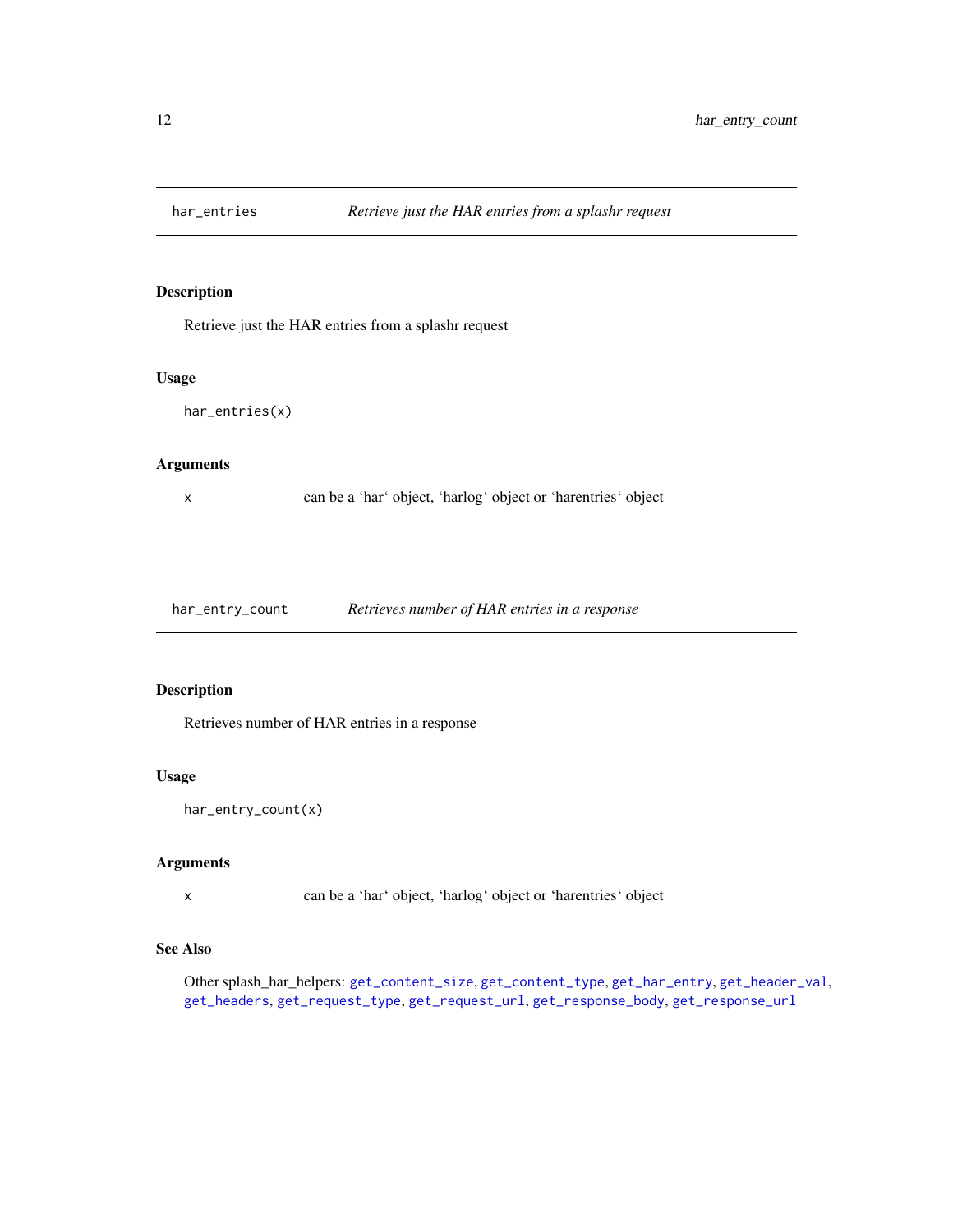## har_entries — *Retrieve just the HAR entries from a splashr request*

### Description

Retrieve just the HAR entries from a splashr request

### Usage

```
har_entries(x)
```

### Arguments

| | |
|---|---|
| x | can be a 'har' object, 'harlog' object or 'harentries' object |

## har_entry_count — *Retrieves number of HAR entries in a response*

### Description

Retrieves number of HAR entries in a response

### Usage

```
har_entry_count(x)
```

### Arguments

| | |
|---|---|
| x | can be a 'har' object, 'harlog' object or 'harentries' object |

### See Also

Other splash_har_helpers: `get_content_size`, `get_content_type`, `get_har_entry`, `get_header_val`, `get_headers`, `get_request_type`, `get_request_url`, `get_response_body`, `get_response_url`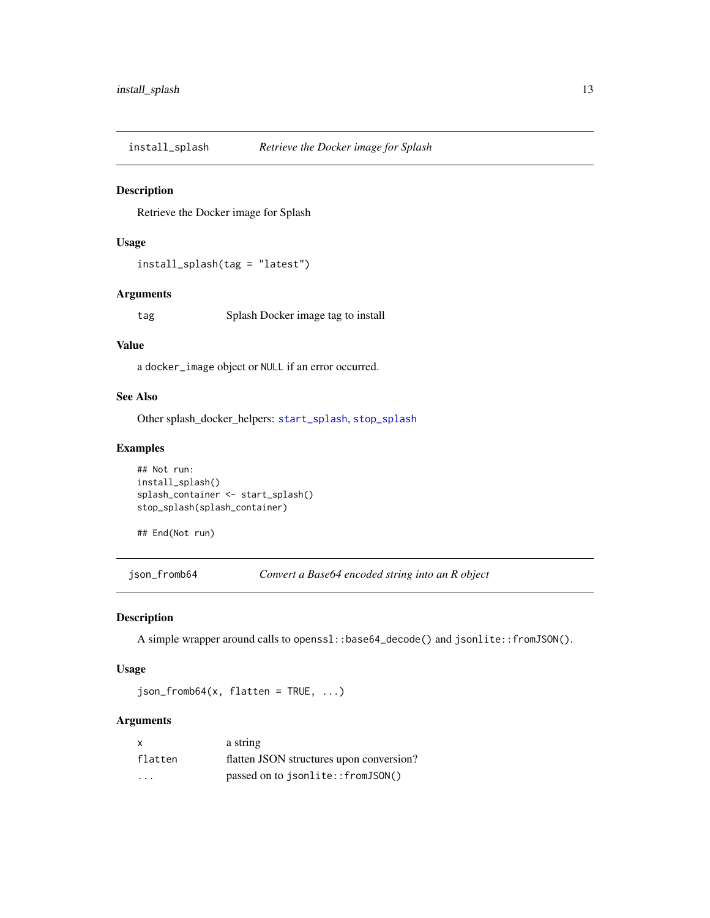## install_splash — *Retrieve the Docker image for Splash*

### Description

Retrieve the Docker image for Splash

### Usage

```
install_splash(tag = "latest")
```

### Arguments

| | |
|---|---|
| `tag` | Splash Docker image tag to install |

### Value

a `docker_image` object or `NULL` if an error occurred.

### See Also

Other splash_docker_helpers: `start_splash`, `stop_splash`

### Examples

```
## Not run:
install_splash()
splash_container <- start_splash()
stop_splash(splash_container)

## End(Not run)
```

## json_fromb64 — *Convert a Base64 encoded string into an R object*

### Description

A simple wrapper around calls to `openssl::base64_decode()` and `jsonlite::fromJSON()`.

### Usage

```
json_fromb64(x, flatten = TRUE, ...)
```

### Arguments

| | |
|---|---|
| `x` | a string |
| `flatten` | flatten JSON structures upon conversion? |
| `...` | passed on to `jsonlite::fromJSON()` |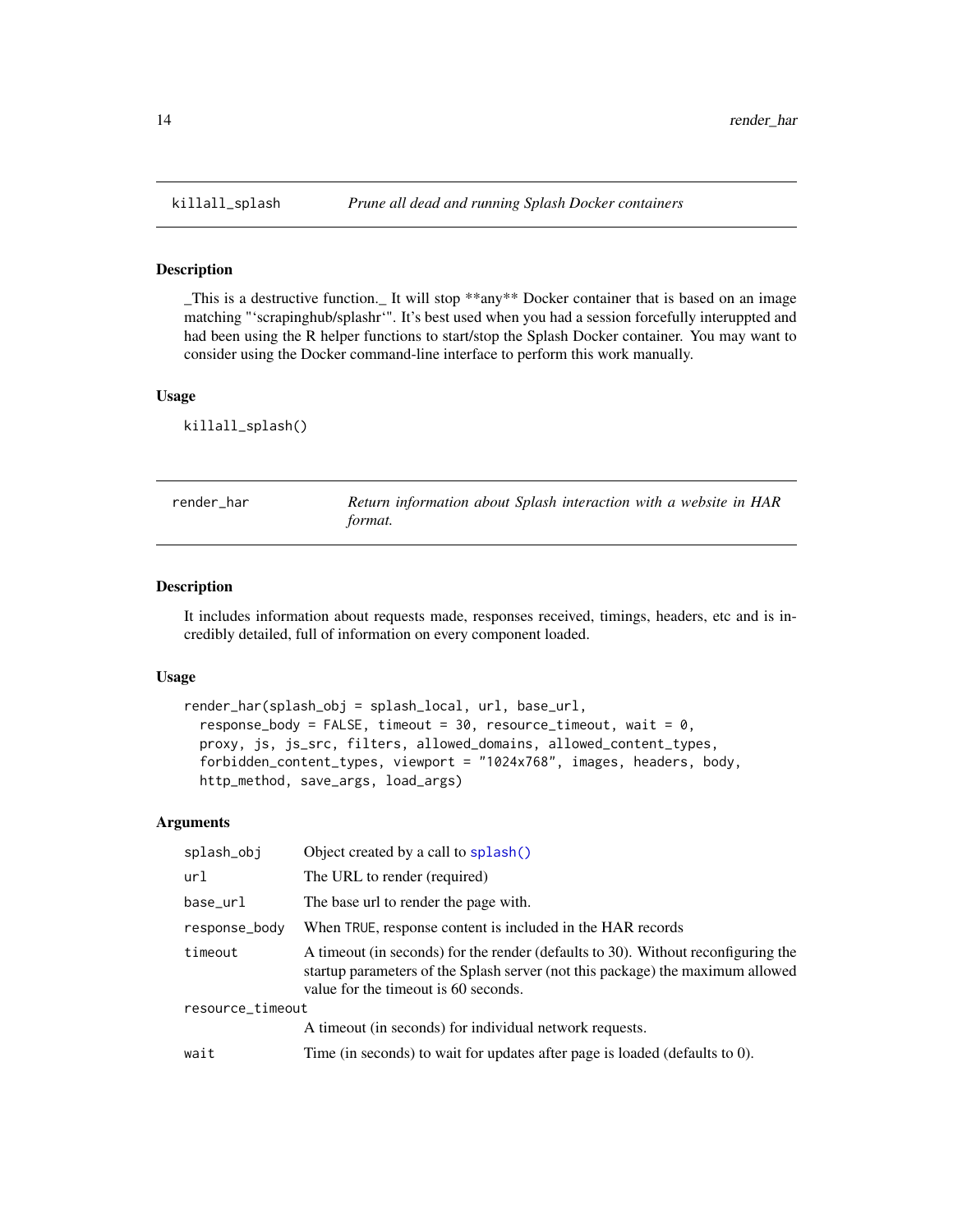## killall_splash — *Prune all dead and running Splash Docker containers*

### Description

_This is a destructive function._ It will stop **any** Docker container that is based on an image matching "'scrapinghub/splashr'". It's best used when you had a session forcefully interuppted and had been using the R helper functions to start/stop the Splash Docker container. You may want to consider using the Docker command-line interface to perform this work manually.

### Usage

```
killall_splash()
```

## render_har — *Return information about Splash interaction with a website in HAR format.*

### Description

It includes information about requests made, responses received, timings, headers, etc and is incredibly detailed, full of information on every component loaded.

### Usage

```
render_har(splash_obj = splash_local, url, base_url,
  response_body = FALSE, timeout = 30, resource_timeout, wait = 0,
  proxy, js, js_src, filters, allowed_domains, allowed_content_types,
  forbidden_content_types, viewport = "1024x768", images, headers, body,
  http_method, save_args, load_args)
```

### Arguments

| Argument | Description |
|---|---|
| `splash_obj` | Object created by a call to `splash()` |
| `url` | The URL to render (required) |
| `base_url` | The base url to render the page with. |
| `response_body` | When TRUE, response content is included in the HAR records |
| `timeout` | A timeout (in seconds) for the render (defaults to 30). Without reconfiguring the startup parameters of the Splash server (not this package) the maximum allowed value for the timeout is 60 seconds. |
| `resource_timeout` | A timeout (in seconds) for individual network requests. |
| `wait` | Time (in seconds) to wait for updates after page is loaded (defaults to 0). |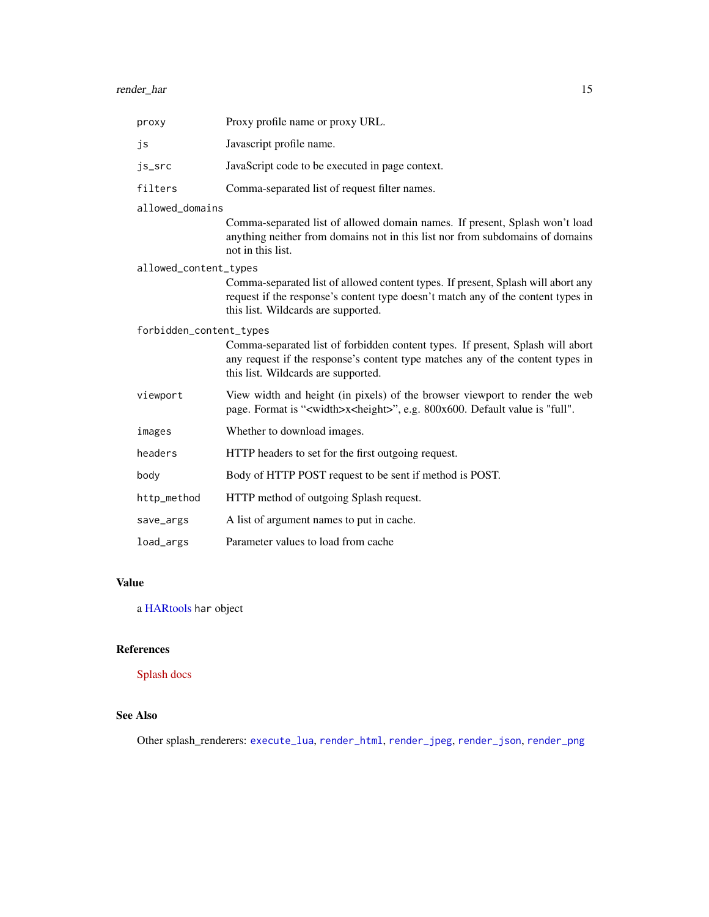| | |
|---|---|
| `proxy` | Proxy profile name or proxy URL. |
| `js` | Javascript profile name. |
| `js_src` | JavaScript code to be executed in page context. |
| `filters` | Comma-separated list of request filter names. |
| `allowed_domains` | Comma-separated list of allowed domain names. If present, Splash won't load anything neither from domains not in this list nor from subdomains of domains not in this list. |
| `allowed_content_types` | Comma-separated list of allowed content types. If present, Splash will abort any request if the response's content type doesn't match any of the content types in this list. Wildcards are supported. |
| `forbidden_content_types` | Comma-separated list of forbidden content types. If present, Splash will abort any request if the response's content type matches any of the content types in this list. Wildcards are supported. |
| `viewport` | View width and height (in pixels) of the browser viewport to render the web page. Format is "<width>x<height>", e.g. 800x600. Default value is "full". |
| `images` | Whether to download images. |
| `headers` | HTTP headers to set for the first outgoing request. |
| `body` | Body of HTTP POST request to be sent if method is POST. |
| `http_method` | HTTP method of outgoing Splash request. |
| `save_args` | A list of argument names to put in cache. |
| `load_args` | Parameter values to load from cache |

## Value

a HARtools `har` object

## References

Splash docs

## See Also

Other splash_renderers: `execute_lua`, `render_html`, `render_jpeg`, `render_json`, `render_png`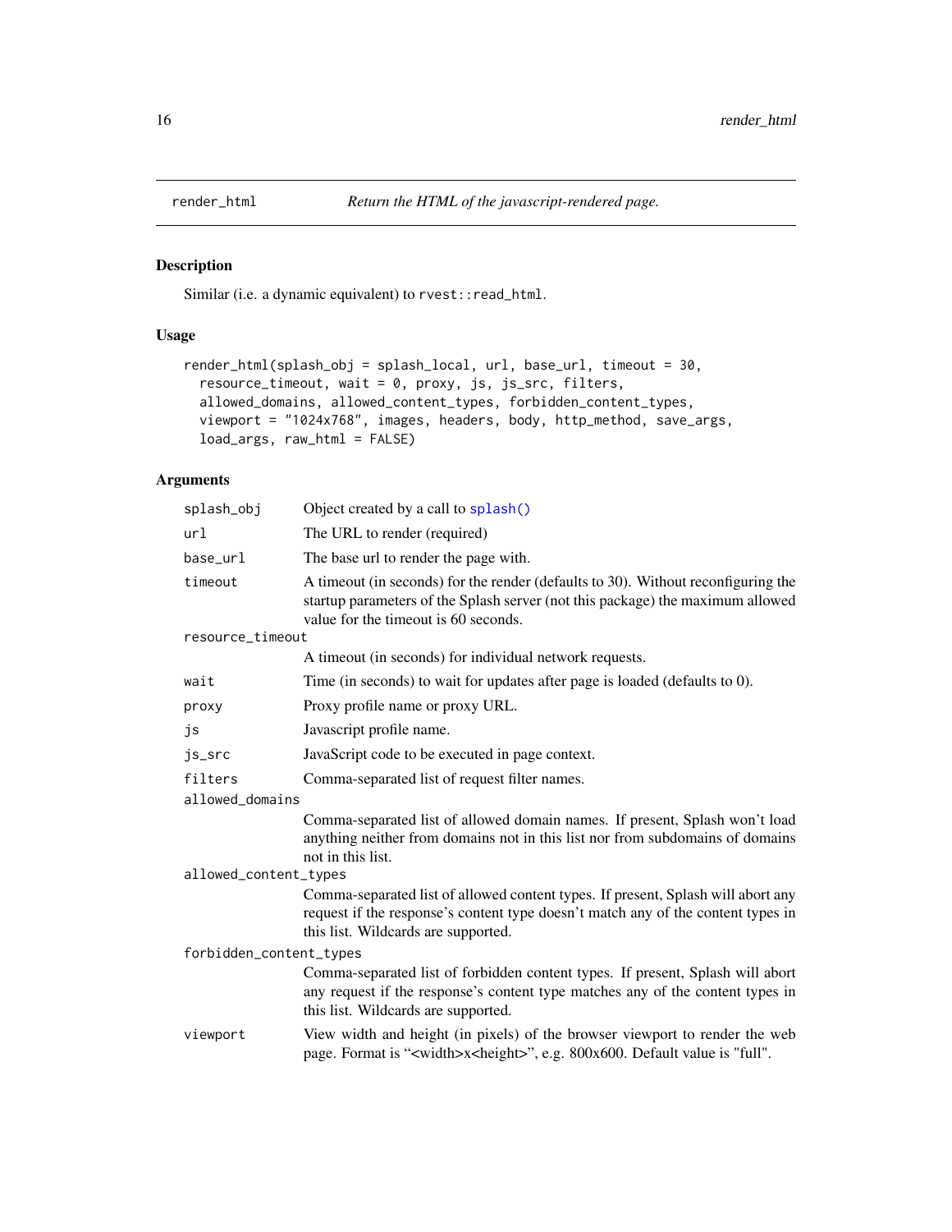## render_html    *Return the HTML of the javascript-rendered page.*

### Description

Similar (i.e. a dynamic equivalent) to `rvest::read_html`.

### Usage

```
render_html(splash_obj = splash_local, url, base_url, timeout = 30,
  resource_timeout, wait = 0, proxy, js, js_src, filters,
  allowed_domains, allowed_content_types, forbidden_content_types,
  viewport = "1024x768", images, headers, body, http_method, save_args,
  load_args, raw_html = FALSE)
```

### Arguments

| | |
|---|---|
| `splash_obj` | Object created by a call to `splash()` |
| `url` | The URL to render (required) |
| `base_url` | The base url to render the page with. |
| `timeout` | A timeout (in seconds) for the render (defaults to 30). Without reconfiguring the startup parameters of the Splash server (not this package) the maximum allowed value for the timeout is 60 seconds. |
| `resource_timeout` | A timeout (in seconds) for individual network requests. |
| `wait` | Time (in seconds) to wait for updates after page is loaded (defaults to 0). |
| `proxy` | Proxy profile name or proxy URL. |
| `js` | Javascript profile name. |
| `js_src` | JavaScript code to be executed in page context. |
| `filters` | Comma-separated list of request filter names. |
| `allowed_domains` | Comma-separated list of allowed domain names. If present, Splash won't load anything neither from domains not in this list nor from subdomains of domains not in this list. |
| `allowed_content_types` | Comma-separated list of allowed content types. If present, Splash will abort any request if the response's content type doesn't match any of the content types in this list. Wildcards are supported. |
| `forbidden_content_types` | Comma-separated list of forbidden content types. If present, Splash will abort any request if the response's content type matches any of the content types in this list. Wildcards are supported. |
| `viewport` | View width and height (in pixels) of the browser viewport to render the web page. Format is "<width>x<height>", e.g. 800x600. Default value is "full". |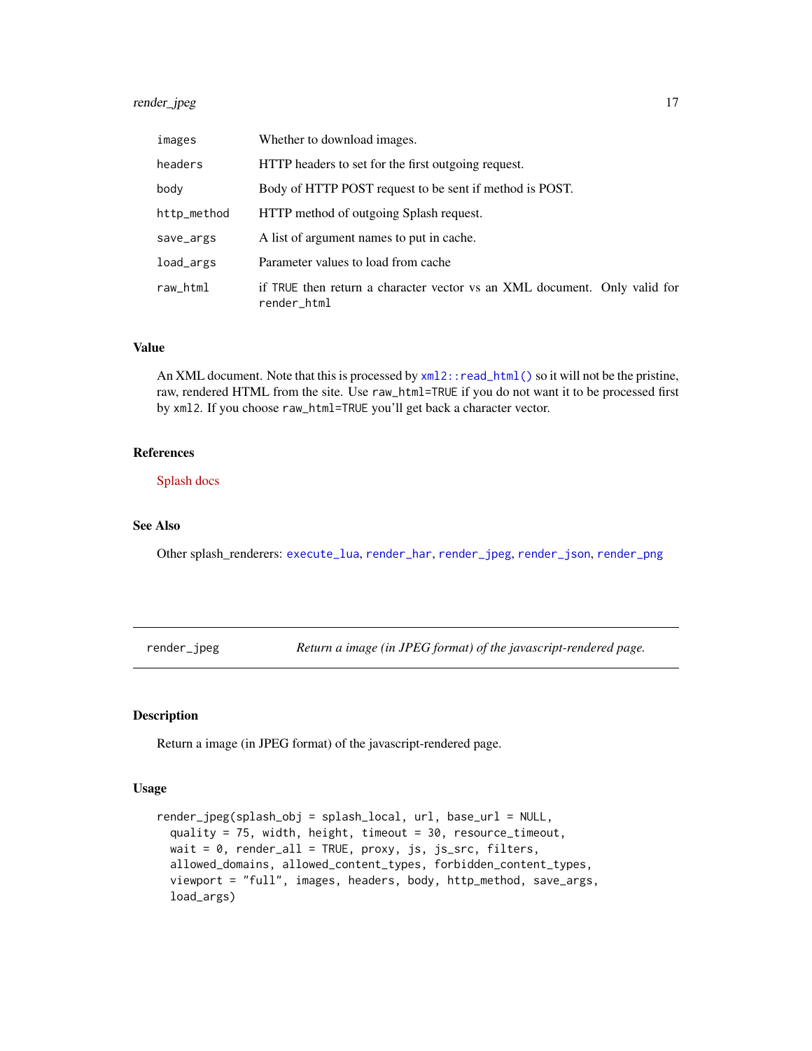| | |
|---|---|
| `images` | Whether to download images. |
| `headers` | HTTP headers to set for the first outgoing request. |
| `body` | Body of HTTP POST request to be sent if method is POST. |
| `http_method` | HTTP method of outgoing Splash request. |
| `save_args` | A list of argument names to put in cache. |
| `load_args` | Parameter values to load from cache |
| `raw_html` | if `TRUE` then return a character vector vs an XML document. Only valid for `render_html` |

### Value

An XML document. Note that this is processed by `xml2::read_html()` so it will not be the pristine, raw, rendered HTML from the site. Use `raw_html=TRUE` if you do not want it to be processed first by `xml2`. If you choose `raw_html=TRUE` you'll get back a character vector.

### References

Splash docs

### See Also

Other splash_renderers: `execute_lua`, `render_har`, `render_jpeg`, `render_json`, `render_png`

---

## render_jpeg — *Return a image (in JPEG format) of the javascript-rendered page.*

---

### Description

Return a image (in JPEG format) of the javascript-rendered page.

### Usage

```
render_jpeg(splash_obj = splash_local, url, base_url = NULL,
  quality = 75, width, height, timeout = 30, resource_timeout,
  wait = 0, render_all = TRUE, proxy, js, js_src, filters,
  allowed_domains, allowed_content_types, forbidden_content_types,
  viewport = "full", images, headers, body, http_method, save_args,
  load_args)
```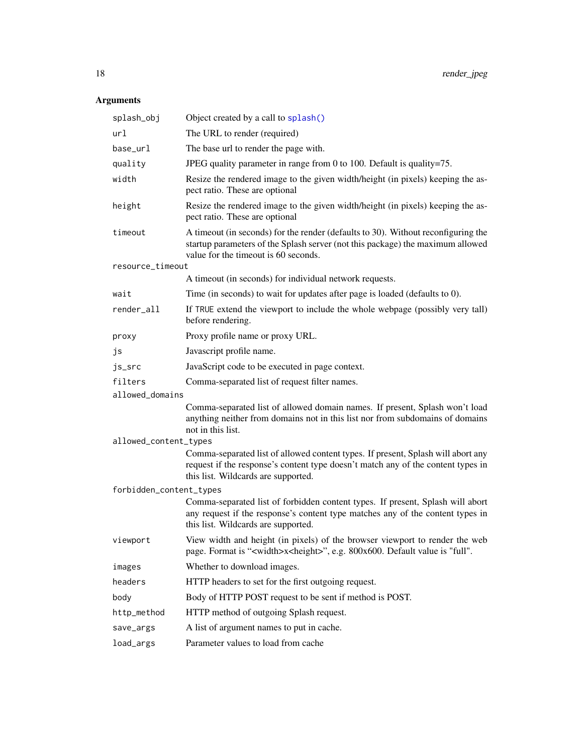## Arguments

| | |
|---|---|
| `splash_obj` | Object created by a call to `splash()` |
| `url` | The URL to render (required) |
| `base_url` | The base url to render the page with. |
| `quality` | JPEG quality parameter in range from 0 to 100. Default is quality=75. |
| `width` | Resize the rendered image to the given width/height (in pixels) keeping the aspect ratio. These are optional |
| `height` | Resize the rendered image to the given width/height (in pixels) keeping the aspect ratio. These are optional |
| `timeout` | A timeout (in seconds) for the render (defaults to 30). Without reconfiguring the startup parameters of the Splash server (not this package) the maximum allowed value for the timeout is 60 seconds. |
| `resource_timeout` | A timeout (in seconds) for individual network requests. |
| `wait` | Time (in seconds) to wait for updates after page is loaded (defaults to 0). |
| `render_all` | If `TRUE` extend the viewport to include the whole webpage (possibly very tall) before rendering. |
| `proxy` | Proxy profile name or proxy URL. |
| `js` | Javascript profile name. |
| `js_src` | JavaScript code to be executed in page context. |
| `filters` | Comma-separated list of request filter names. |
| `allowed_domains` | Comma-separated list of allowed domain names. If present, Splash won't load anything neither from domains not in this list nor from subdomains of domains not in this list. |
| `allowed_content_types` | Comma-separated list of allowed content types. If present, Splash will abort any request if the response's content type doesn't match any of the content types in this list. Wildcards are supported. |
| `forbidden_content_types` | Comma-separated list of forbidden content types. If present, Splash will abort any request if the response's content type matches any of the content types in this list. Wildcards are supported. |
| `viewport` | View width and height (in pixels) of the browser viewport to render the web page. Format is "<width>x<height>", e.g. 800x600. Default value is "full". |
| `images` | Whether to download images. |
| `headers` | HTTP headers to set for the first outgoing request. |
| `body` | Body of HTTP POST request to be sent if method is POST. |
| `http_method` | HTTP method of outgoing Splash request. |
| `save_args` | A list of argument names to put in cache. |
| `load_args` | Parameter values to load from cache |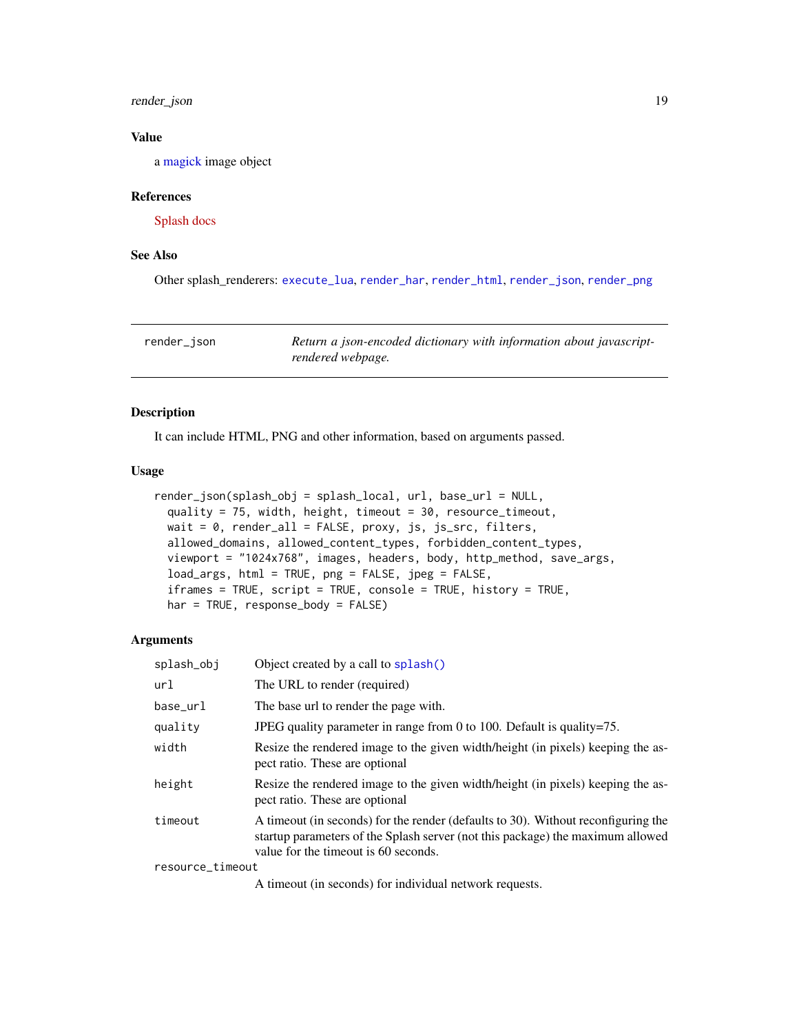### Value

a magick image object

### References

Splash docs

### See Also

Other splash_renderers: `execute_lua`, `render_har`, `render_html`, `render_json`, `render_png`

---

## render_json — *Return a json-encoded dictionary with information about javascript-rendered webpage.*

---

### Description

It can include HTML, PNG and other information, based on arguments passed.

### Usage

```
render_json(splash_obj = splash_local, url, base_url = NULL,
  quality = 75, width, height, timeout = 30, resource_timeout,
  wait = 0, render_all = FALSE, proxy, js, js_src, filters,
  allowed_domains, allowed_content_types, forbidden_content_types,
  viewport = "1024x768", images, headers, body, http_method, save_args,
  load_args, html = TRUE, png = FALSE, jpeg = FALSE,
  iframes = TRUE, script = TRUE, console = TRUE, history = TRUE,
  har = TRUE, response_body = FALSE)
```

### Arguments

| | |
|---|---|
| `splash_obj` | Object created by a call to `splash()` |
| `url` | The URL to render (required) |
| `base_url` | The base url to render the page with. |
| `quality` | JPEG quality parameter in range from 0 to 100. Default is quality=75. |
| `width` | Resize the rendered image to the given width/height (in pixels) keeping the aspect ratio. These are optional |
| `height` | Resize the rendered image to the given width/height (in pixels) keeping the aspect ratio. These are optional |
| `timeout` | A timeout (in seconds) for the render (defaults to 30). Without reconfiguring the startup parameters of the Splash server (not this package) the maximum allowed value for the timeout is 60 seconds. |
| `resource_timeout` | A timeout (in seconds) for individual network requests. |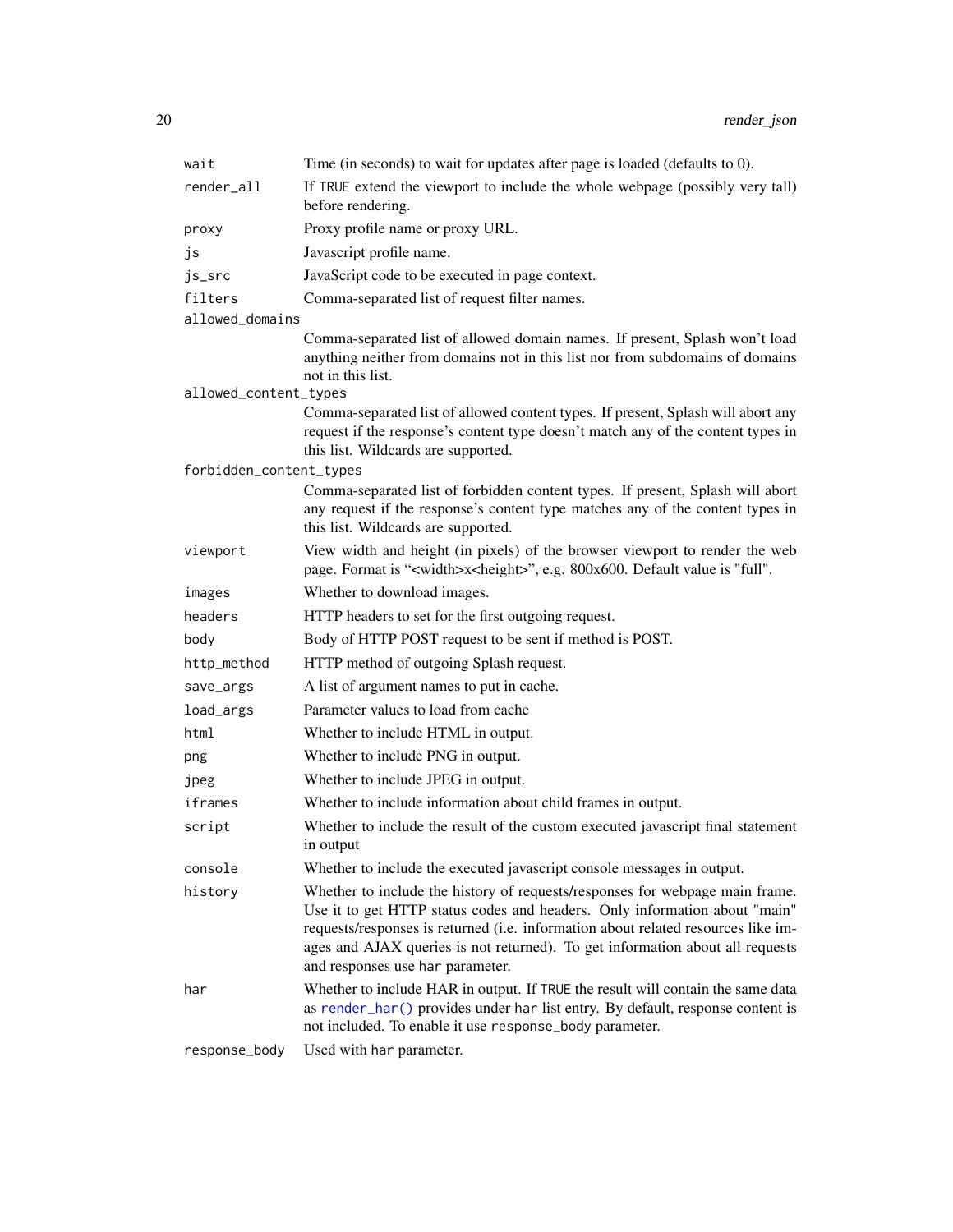| | |
|---|---|
| `wait` | Time (in seconds) to wait for updates after page is loaded (defaults to 0). |
| `render_all` | If `TRUE` extend the viewport to include the whole webpage (possibly very tall) before rendering. |
| `proxy` | Proxy profile name or proxy URL. |
| `js` | Javascript profile name. |
| `js_src` | JavaScript code to be executed in page context. |
| `filters` | Comma-separated list of request filter names. |
| `allowed_domains` | Comma-separated list of allowed domain names. If present, Splash won't load anything neither from domains not in this list nor from subdomains of domains not in this list. |
| `allowed_content_types` | Comma-separated list of allowed content types. If present, Splash will abort any request if the response's content type doesn't match any of the content types in this list. Wildcards are supported. |
| `forbidden_content_types` | Comma-separated list of forbidden content types. If present, Splash will abort any request if the response's content type matches any of the content types in this list. Wildcards are supported. |
| `viewport` | View width and height (in pixels) of the browser viewport to render the web page. Format is "<width>x<height>", e.g. 800x600. Default value is "full". |
| `images` | Whether to download images. |
| `headers` | HTTP headers to set for the first outgoing request. |
| `body` | Body of HTTP POST request to be sent if method is POST. |
| `http_method` | HTTP method of outgoing Splash request. |
| `save_args` | A list of argument names to put in cache. |
| `load_args` | Parameter values to load from cache |
| `html` | Whether to include HTML in output. |
| `png` | Whether to include PNG in output. |
| `jpeg` | Whether to include JPEG in output. |
| `iframes` | Whether to include information about child frames in output. |
| `script` | Whether to include the result of the custom executed javascript final statement in output |
| `console` | Whether to include the executed javascript console messages in output. |
| `history` | Whether to include the history of requests/responses for webpage main frame. Use it to get HTTP status codes and headers. Only information about "main" requests/responses is returned (i.e. information about related resources like images and AJAX queries is not returned). To get information about all requests and responses use `har` parameter. |
| `har` | Whether to include HAR in output. If `TRUE` the result will contain the same data as `render_har()` provides under `har` list entry. By default, response content is not included. To enable it use `response_body` parameter. |
| `response_body` | Used with `har` parameter. |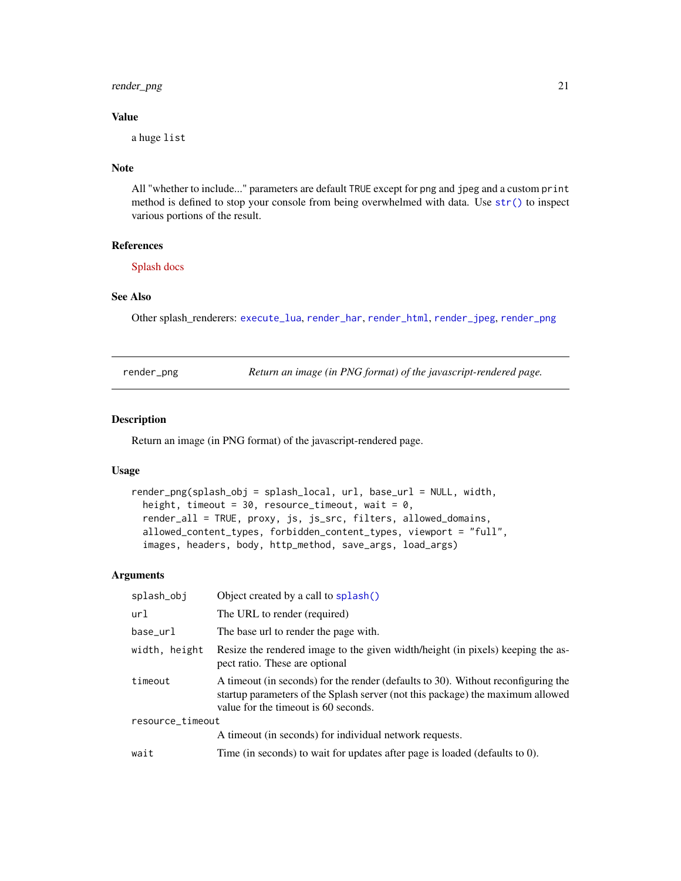### Value

a huge `list`

### Note

All "whether to include..." parameters are default `TRUE` except for `png` and `jpeg` and a custom `print` method is defined to stop your console from being overwhelmed with data. Use `str()` to inspect various portions of the result.

### References

Splash docs

### See Also

Other splash_renderers: `execute_lua`, `render_har`, `render_html`, `render_jpeg`, `render_png`

---

## render_png — *Return an image (in PNG format) of the javascript-rendered page.*

### Description

Return an image (in PNG format) of the javascript-rendered page.

### Usage

```
render_png(splash_obj = splash_local, url, base_url = NULL, width,
  height, timeout = 30, resource_timeout, wait = 0,
  render_all = TRUE, proxy, js, js_src, filters, allowed_domains,
  allowed_content_types, forbidden_content_types, viewport = "full",
  images, headers, body, http_method, save_args, load_args)
```

### Arguments

| Argument | Description |
|---|---|
| `splash_obj` | Object created by a call to `splash()` |
| `url` | The URL to render (required) |
| `base_url` | The base url to render the page with. |
| `width, height` | Resize the rendered image to the given width/height (in pixels) keeping the aspect ratio. These are optional |
| `timeout` | A timeout (in seconds) for the render (defaults to 30). Without reconfiguring the startup parameters of the Splash server (not this package) the maximum allowed value for the timeout is 60 seconds. |
| `resource_timeout` | A timeout (in seconds) for individual network requests. |
| `wait` | Time (in seconds) to wait for updates after page is loaded (defaults to 0). |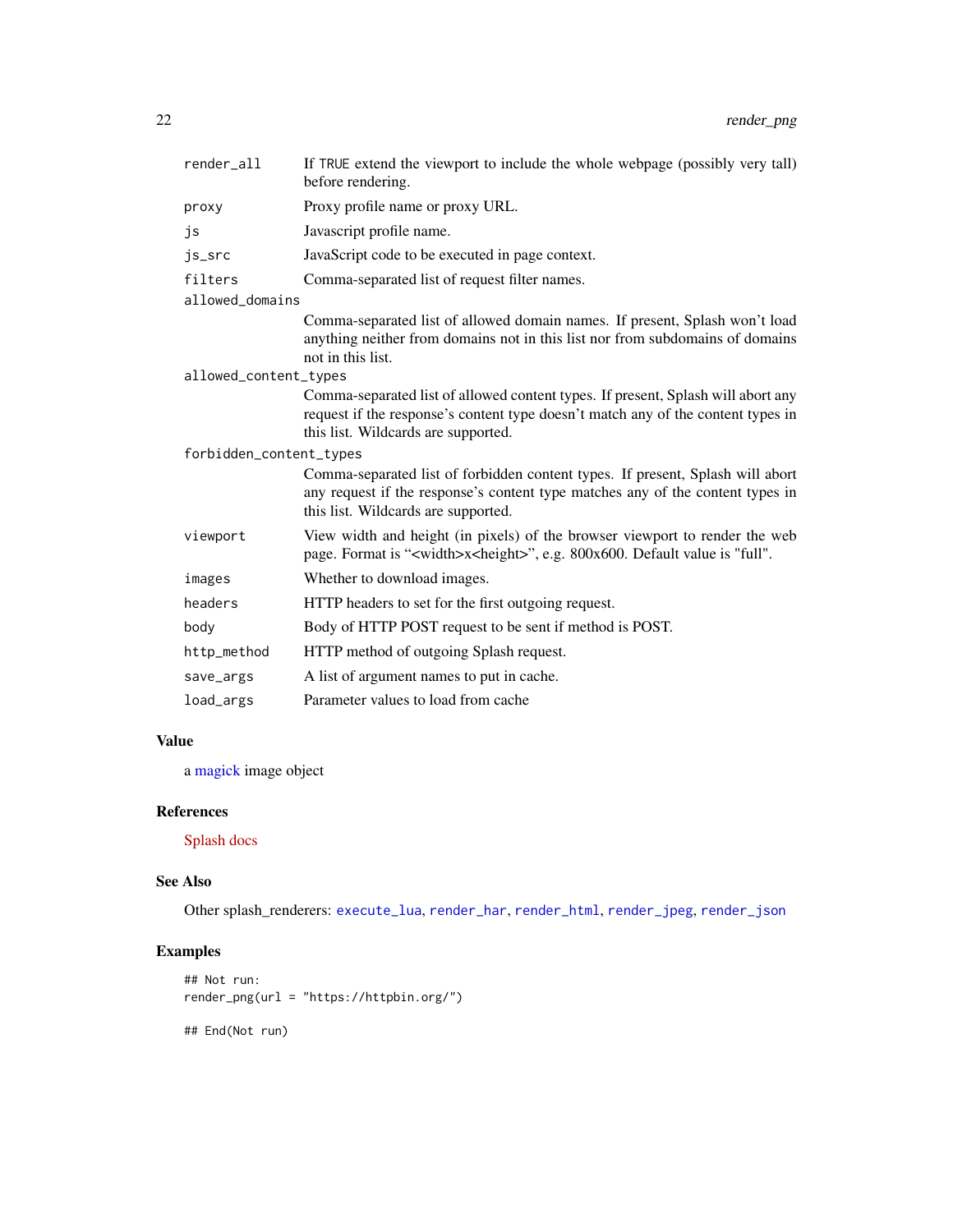| | |
|---|---|
| render_all | If TRUE extend the viewport to include the whole webpage (possibly very tall) before rendering. |
| proxy | Proxy profile name or proxy URL. |
| js | Javascript profile name. |
| js_src | JavaScript code to be executed in page context. |
| filters | Comma-separated list of request filter names. |
| allowed_domains | Comma-separated list of allowed domain names. If present, Splash won't load anything neither from domains not in this list nor from subdomains of domains not in this list. |
| allowed_content_types | Comma-separated list of allowed content types. If present, Splash will abort any request if the response's content type doesn't match any of the content types in this list. Wildcards are supported. |
| forbidden_content_types | Comma-separated list of forbidden content types. If present, Splash will abort any request if the response's content type matches any of the content types in this list. Wildcards are supported. |
| viewport | View width and height (in pixels) of the browser viewport to render the web page. Format is "<width>x<height>", e.g. 800x600. Default value is "full". |
| images | Whether to download images. |
| headers | HTTP headers to set for the first outgoing request. |
| body | Body of HTTP POST request to be sent if method is POST. |
| http_method | HTTP method of outgoing Splash request. |
| save_args | A list of argument names to put in cache. |
| load_args | Parameter values to load from cache |

### Value

a magick image object

### References

Splash docs

### See Also

Other splash_renderers: `execute_lua`, `render_har`, `render_html`, `render_jpeg`, `render_json`

### Examples

```
## Not run:
render_png(url = "https://httpbin.org/")

## End(Not run)
```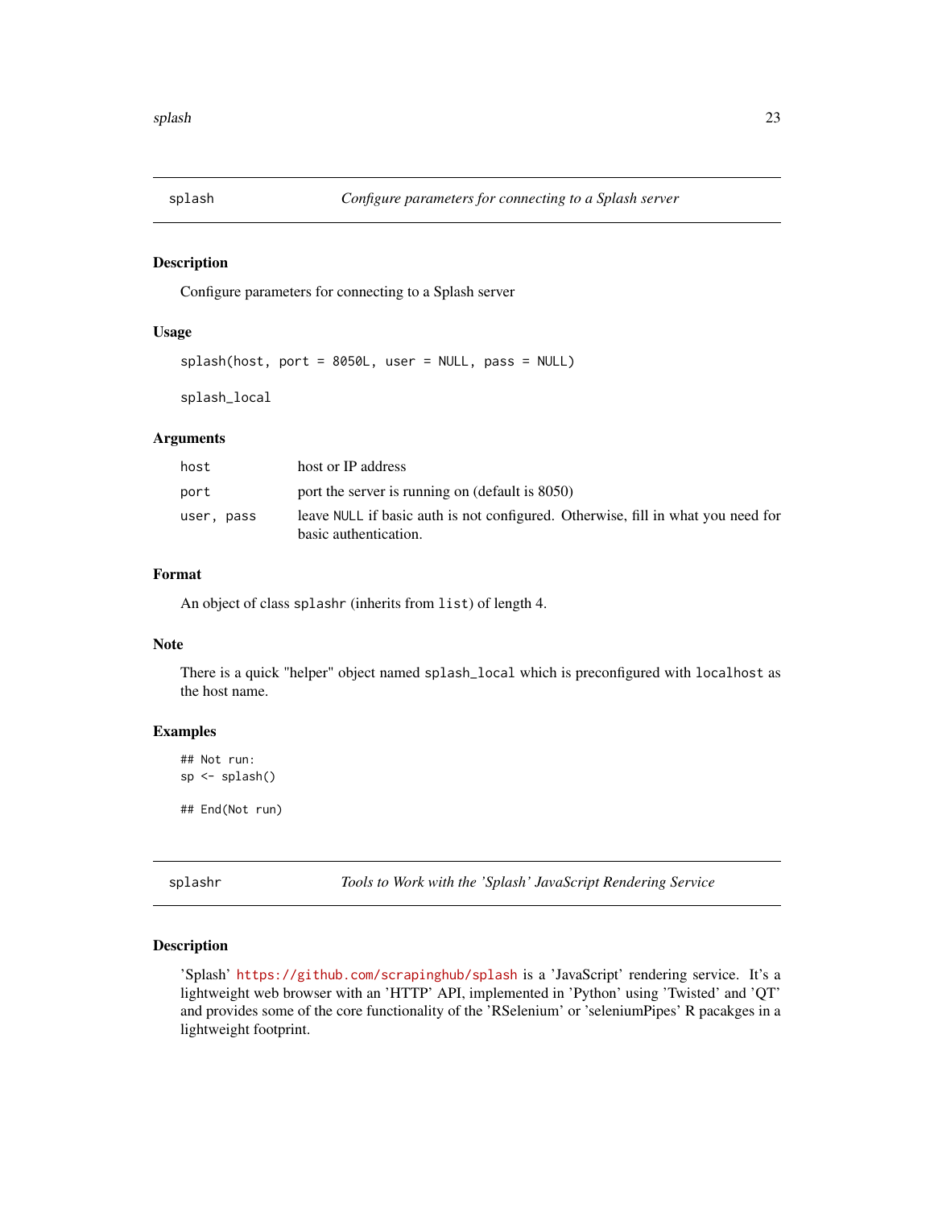## splash — *Configure parameters for connecting to a Splash server*

### Description

Configure parameters for connecting to a Splash server

### Usage

```
splash(host, port = 8050L, user = NULL, pass = NULL)

splash_local
```

### Arguments

| | |
|---|---|
| `host` | host or IP address |
| `port` | port the server is running on (default is 8050) |
| `user, pass` | leave `NULL` if basic auth is not configured. Otherwise, fill in what you need for basic authentication. |

### Format

An object of class `splashr` (inherits from `list`) of length 4.

### Note

There is a quick "helper" object named `splash_local` which is preconfigured with `localhost` as the host name.

### Examples

```
## Not run:
sp <- splash()

## End(Not run)
```

## splashr — *Tools to Work with the 'Splash' JavaScript Rendering Service*

### Description

'Splash' https://github.com/scrapinghub/splash is a 'JavaScript' rendering service. It's a lightweight web browser with an 'HTTP' API, implemented in 'Python' using 'Twisted' and 'QT' and provides some of the core functionality of the 'RSelenium' or 'seleniumPipes' R pacakges in a lightweight footprint.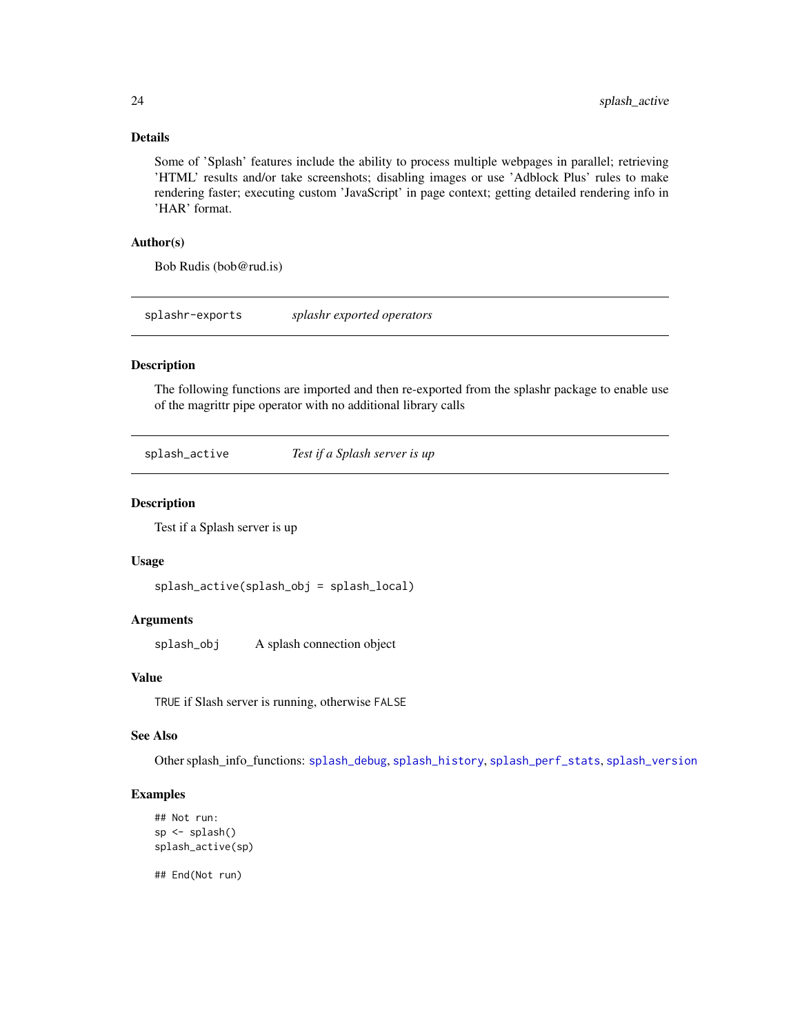### Details

Some of 'Splash' features include the ability to process multiple webpages in parallel; retrieving 'HTML' results and/or take screenshots; disabling images or use 'Adblock Plus' rules to make rendering faster; executing custom 'JavaScript' in page context; getting detailed rendering info in 'HAR' format.

### Author(s)

Bob Rudis (bob@rud.is)

---

## splashr-exports — *splashr exported operators*

### Description

The following functions are imported and then re-exported from the splashr package to enable use of the magrittr pipe operator with no additional library calls

---

## splash_active — *Test if a Splash server is up*

### Description

Test if a Splash server is up

### Usage

```
splash_active(splash_obj = splash_local)
```

### Arguments

| | |
|---|---|
| `splash_obj` | A splash connection object |

### Value

`TRUE` if Slash server is running, otherwise `FALSE`

### See Also

Other splash_info_functions: `splash_debug`, `splash_history`, `splash_perf_stats`, `splash_version`

### Examples

```
## Not run:
sp <- splash()
splash_active(sp)

## End(Not run)
```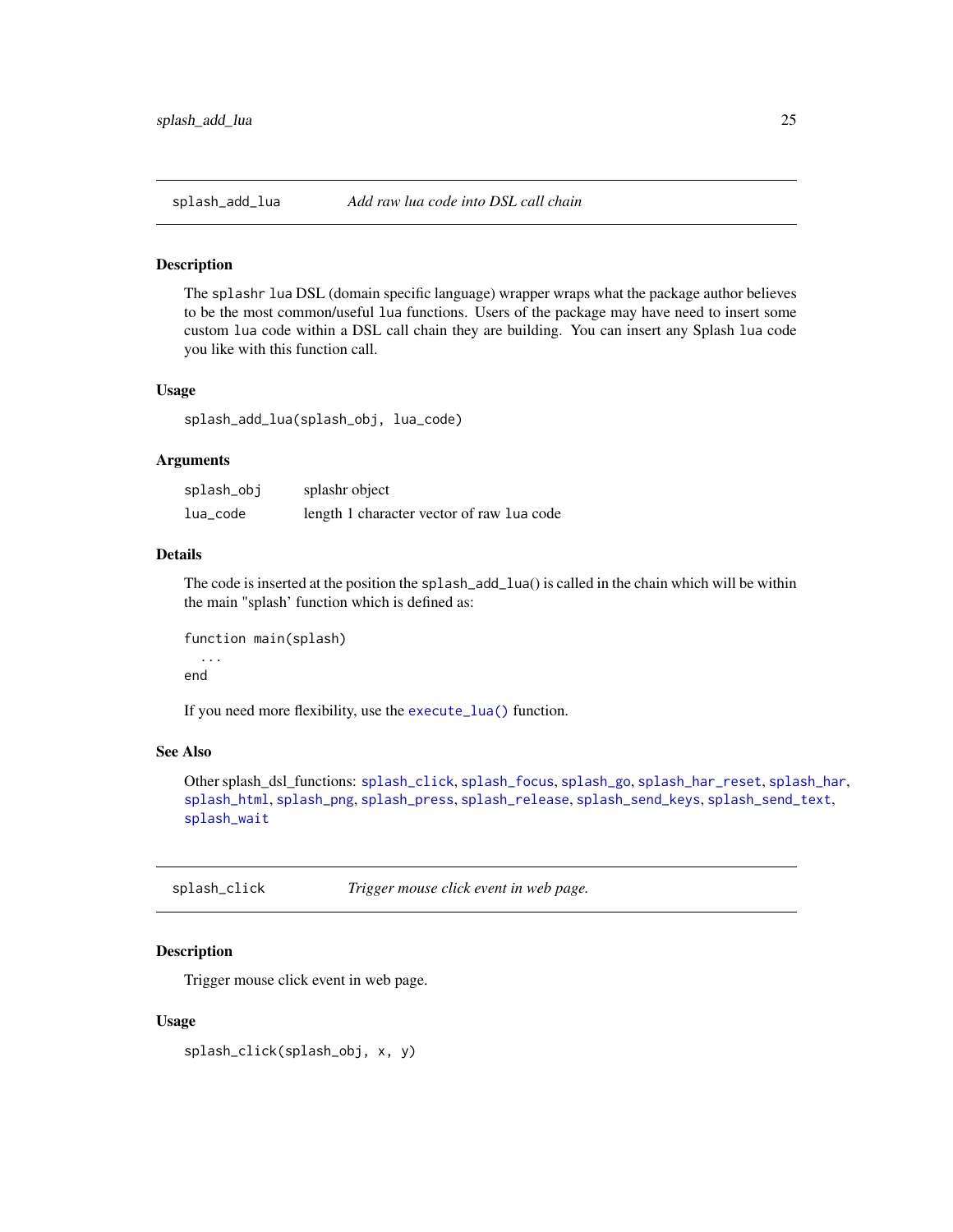## splash_add_lua — *Add raw lua code into DSL call chain*

### Description

The splashr lua DSL (domain specific language) wrapper wraps what the package author believes to be the most common/useful lua functions. Users of the package may have need to insert some custom lua code within a DSL call chain they are building. You can insert any Splash lua code you like with this function call.

### Usage

```
splash_add_lua(splash_obj, lua_code)
```

### Arguments

| | |
|---|---|
| splash_obj | splashr object |
| lua_code | length 1 character vector of raw lua code |

### Details

The code is inserted at the position the splash_add_lua() is called in the chain which will be within the main "splash' function which is defined as:

```
function main(splash)
  ...
end
```

If you need more flexibility, use the execute_lua() function.

### See Also

Other splash_dsl_functions: splash_click, splash_focus, splash_go, splash_har_reset, splash_har, splash_html, splash_png, splash_press, splash_release, splash_send_keys, splash_send_text, splash_wait

## splash_click — *Trigger mouse click event in web page.*

### Description

Trigger mouse click event in web page.

### Usage

```
splash_click(splash_obj, x, y)
```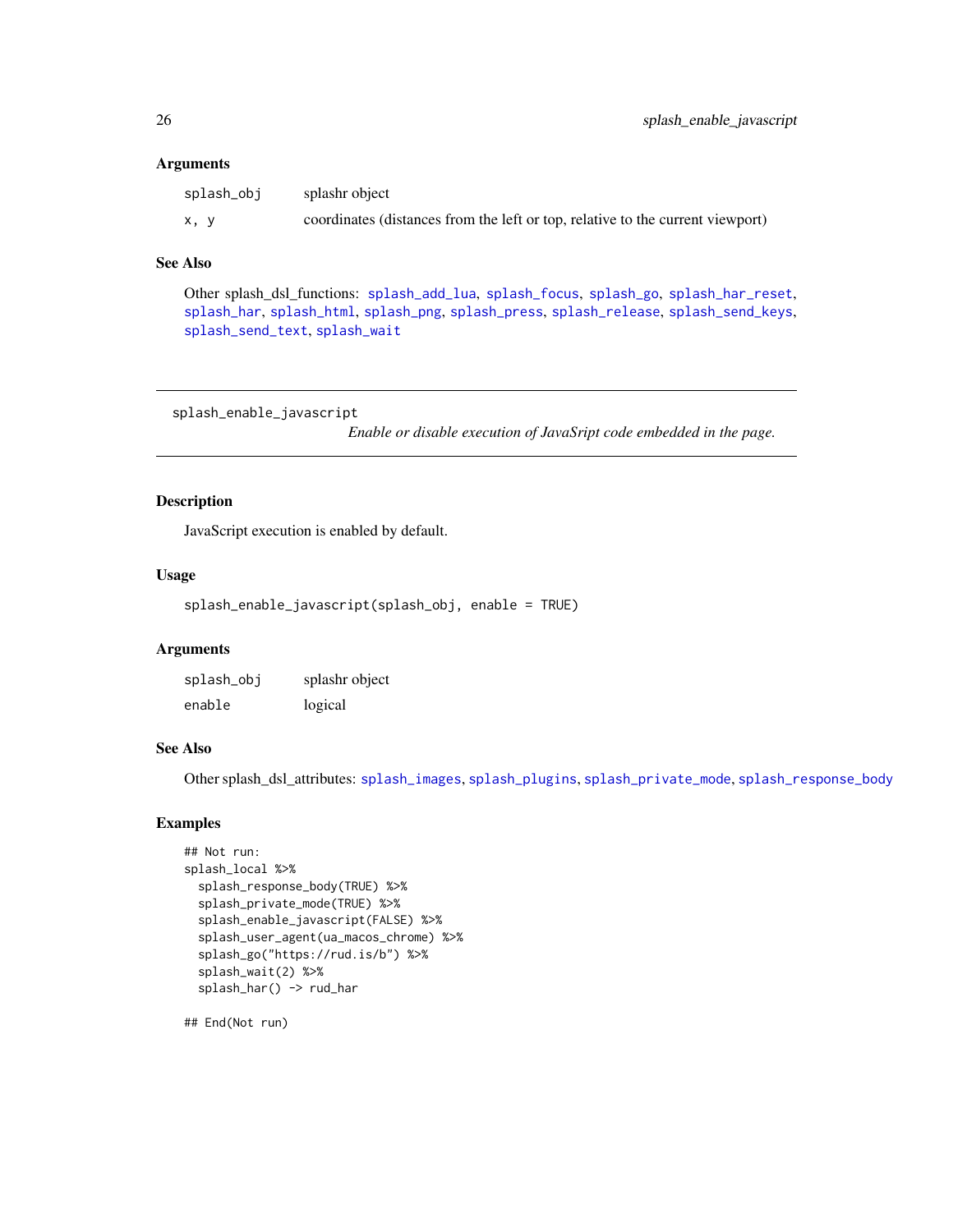## Arguments

| | |
|---|---|
| splash_obj | splashr object |
| x, y | coordinates (distances from the left or top, relative to the current viewport) |

## See Also

Other splash_dsl_functions: splash_add_lua, splash_focus, splash_go, splash_har_reset, splash_har, splash_html, splash_png, splash_press, splash_release, splash_send_keys, splash_send_text, splash_wait

---

# splash_enable_javascript

*Enable or disable execution of JavaSript code embedded in the page.*

## Description

JavaScript execution is enabled by default.

## Usage

```
splash_enable_javascript(splash_obj, enable = TRUE)
```

## Arguments

| | |
|---|---|
| splash_obj | splashr object |
| enable | logical |

## See Also

Other splash_dsl_attributes: splash_images, splash_plugins, splash_private_mode, splash_response_body

## Examples

```
## Not run:
splash_local %>%
  splash_response_body(TRUE) %>%
  splash_private_mode(TRUE) %>%
  splash_enable_javascript(FALSE) %>%
  splash_user_agent(ua_macos_chrome) %>%
  splash_go("https://rud.is/b") %>%
  splash_wait(2) %>%
  splash_har() -> rud_har

## End(Not run)
```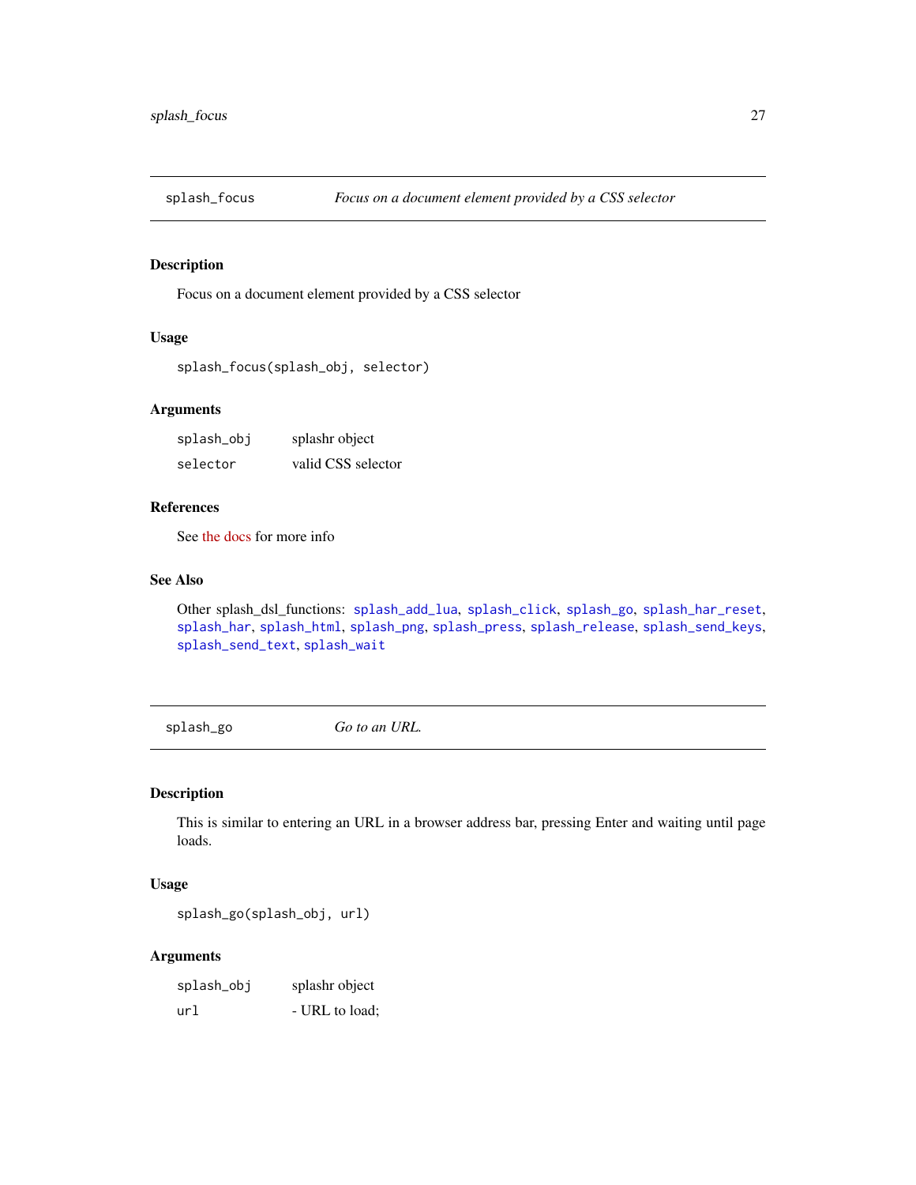## splash_focus — *Focus on a document element provided by a CSS selector*

### Description

Focus on a document element provided by a CSS selector

### Usage

```
splash_focus(splash_obj, selector)
```

### Arguments

| | |
|---|---|
| splash_obj | splashr object |
| selector | valid CSS selector |

### References

See the docs for more info

### See Also

Other splash_dsl_functions: splash_add_lua, splash_click, splash_go, splash_har_reset, splash_har, splash_html, splash_png, splash_press, splash_release, splash_send_keys, splash_send_text, splash_wait

## splash_go — *Go to an URL.*

### Description

This is similar to entering an URL in a browser address bar, pressing Enter and waiting until page loads.

### Usage

```
splash_go(splash_obj, url)
```

### Arguments

| | |
|---|---|
| splash_obj | splashr object |
| url | - URL to load; |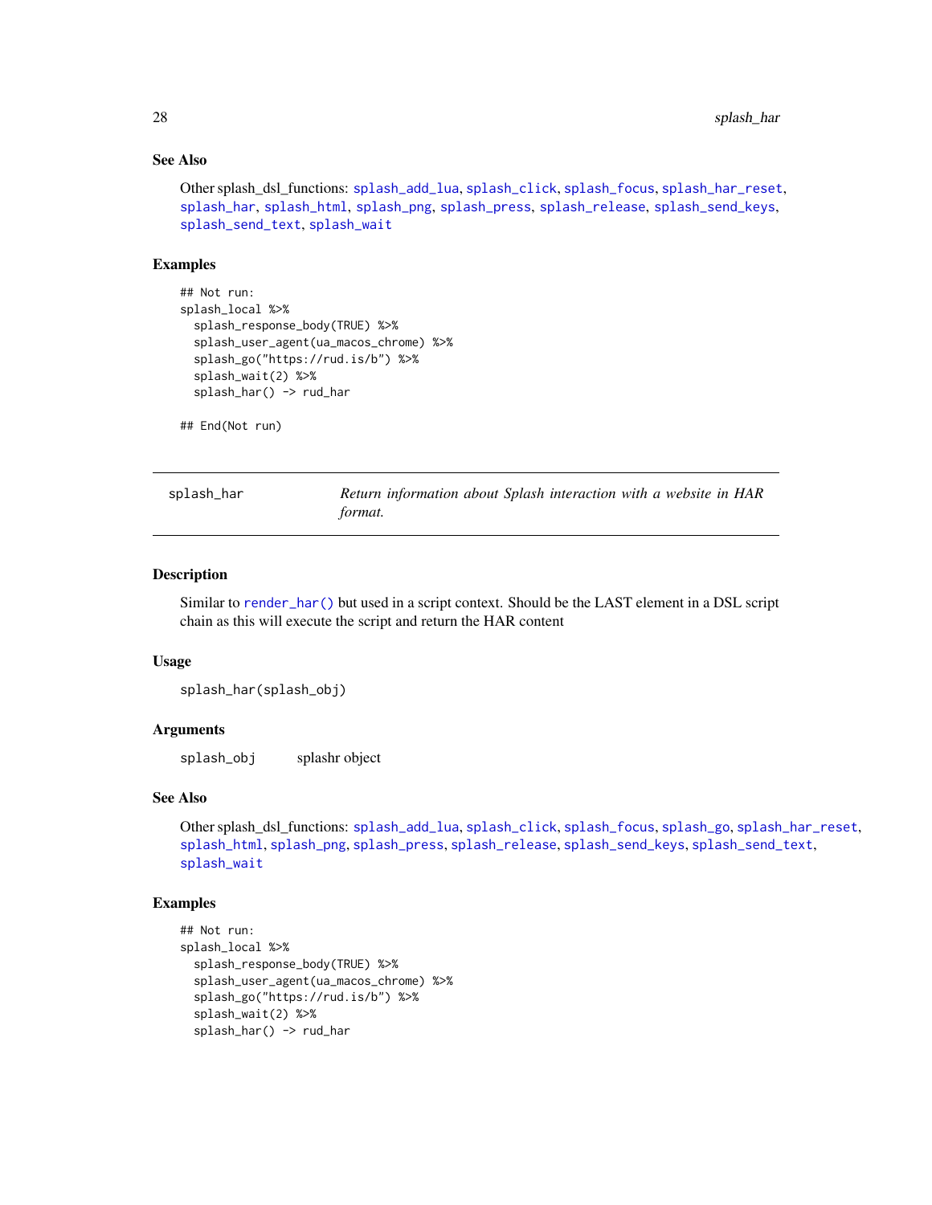### See Also

Other splash_dsl_functions: `splash_add_lua`, `splash_click`, `splash_focus`, `splash_har_reset`, `splash_har`, `splash_html`, `splash_png`, `splash_press`, `splash_release`, `splash_send_keys`, `splash_send_text`, `splash_wait`

### Examples

```
## Not run:
splash_local %>%
  splash_response_body(TRUE) %>%
  splash_user_agent(ua_macos_chrome) %>%
  splash_go("https://rud.is/b") %>%
  splash_wait(2) %>%
  splash_har() -> rud_har

## End(Not run)
```

---

## splash_har — *Return information about Splash interaction with a website in HAR format.*

---

### Description

Similar to `render_har()` but used in a script context. Should be the LAST element in a DSL script chain as this will execute the script and return the HAR content

### Usage

```
splash_har(splash_obj)
```

### Arguments

| | |
|---|---|
| `splash_obj` | splashr object |

### See Also

Other splash_dsl_functions: `splash_add_lua`, `splash_click`, `splash_focus`, `splash_go`, `splash_har_reset`, `splash_html`, `splash_png`, `splash_press`, `splash_release`, `splash_send_keys`, `splash_send_text`, `splash_wait`

### Examples

```
## Not run:
splash_local %>%
  splash_response_body(TRUE) %>%
  splash_user_agent(ua_macos_chrome) %>%
  splash_go("https://rud.is/b") %>%
  splash_wait(2) %>%
  splash_har() -> rud_har
```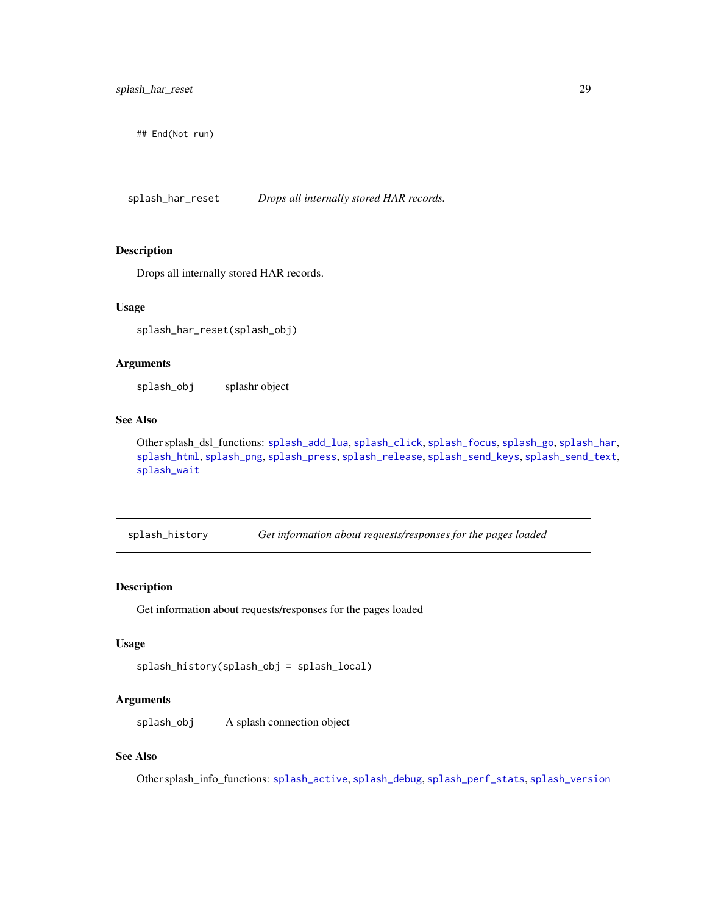```
## End(Not run)
```

---

## splash_har_reset — *Drops all internally stored HAR records.*

### Description

Drops all internally stored HAR records.

### Usage

```
splash_har_reset(splash_obj)
```

### Arguments

| | |
|---|---|
| splash_obj | splashr object |

### See Also

Other splash_dsl_functions: splash_add_lua, splash_click, splash_focus, splash_go, splash_har, splash_html, splash_png, splash_press, splash_release, splash_send_keys, splash_send_text, splash_wait

---

## splash_history — *Get information about requests/responses for the pages loaded*

### Description

Get information about requests/responses for the pages loaded

### Usage

```
splash_history(splash_obj = splash_local)
```

### Arguments

| | |
|---|---|
| splash_obj | A splash connection object |

### See Also

Other splash_info_functions: splash_active, splash_debug, splash_perf_stats, splash_version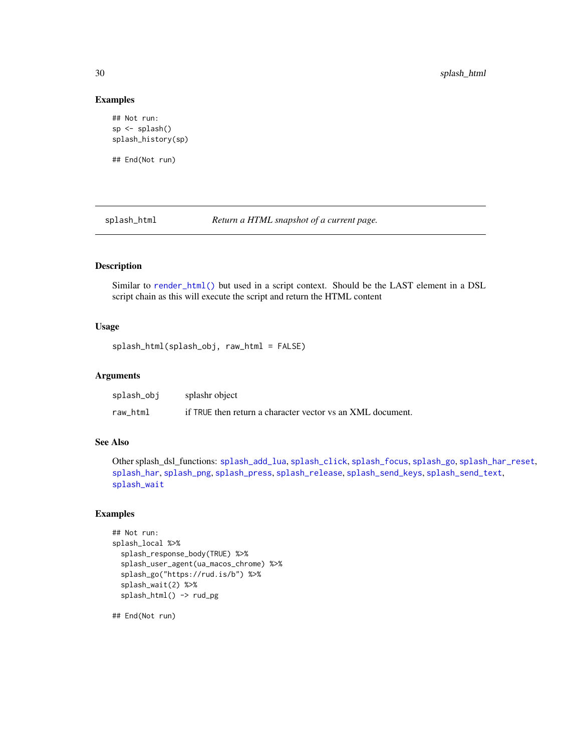### Examples

```
## Not run:
sp <- splash()
splash_history(sp)

## End(Not run)
```

## splash_html *Return a HTML snapshot of a current page.*

### Description

Similar to render_html() but used in a script context. Should be the LAST element in a DSL script chain as this will execute the script and return the HTML content

### Usage

```
splash_html(splash_obj, raw_html = FALSE)
```

### Arguments

| | |
|---|---|
| splash_obj | splashr object |
| raw_html | if TRUE then return a character vector vs an XML document. |

### See Also

Other splash_dsl_functions: splash_add_lua, splash_click, splash_focus, splash_go, splash_har_reset, splash_har, splash_png, splash_press, splash_release, splash_send_keys, splash_send_text, splash_wait

### Examples

```
## Not run:
splash_local %>%
  splash_response_body(TRUE) %>%
  splash_user_agent(ua_macos_chrome) %>%
  splash_go("https://rud.is/b") %>%
  splash_wait(2) %>%
  splash_html() -> rud_pg

## End(Not run)
```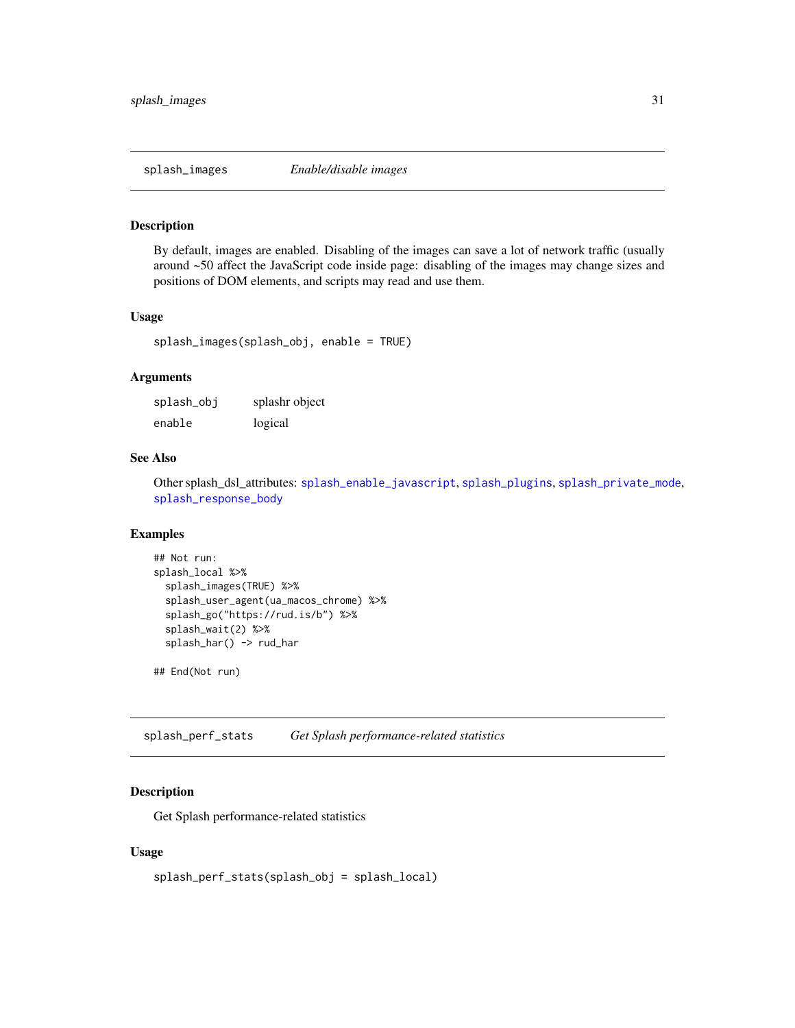## splash_images *Enable/disable images*

### Description

By default, images are enabled. Disabling of the images can save a lot of network traffic (usually around ~50 affect the JavaScript code inside page: disabling of the images may change sizes and positions of DOM elements, and scripts may read and use them.

### Usage

```
splash_images(splash_obj, enable = TRUE)
```

### Arguments

| | |
|---|---|
| splash_obj | splashr object |
| enable | logical |

### See Also

Other splash_dsl_attributes: splash_enable_javascript, splash_plugins, splash_private_mode, splash_response_body

### Examples

```
## Not run:
splash_local %>%
  splash_images(TRUE) %>%
  splash_user_agent(ua_macos_chrome) %>%
  splash_go("https://rud.is/b") %>%
  splash_wait(2) %>%
  splash_har() -> rud_har

## End(Not run)
```

## splash_perf_stats *Get Splash performance-related statistics*

### Description

Get Splash performance-related statistics

### Usage

```
splash_perf_stats(splash_obj = splash_local)
```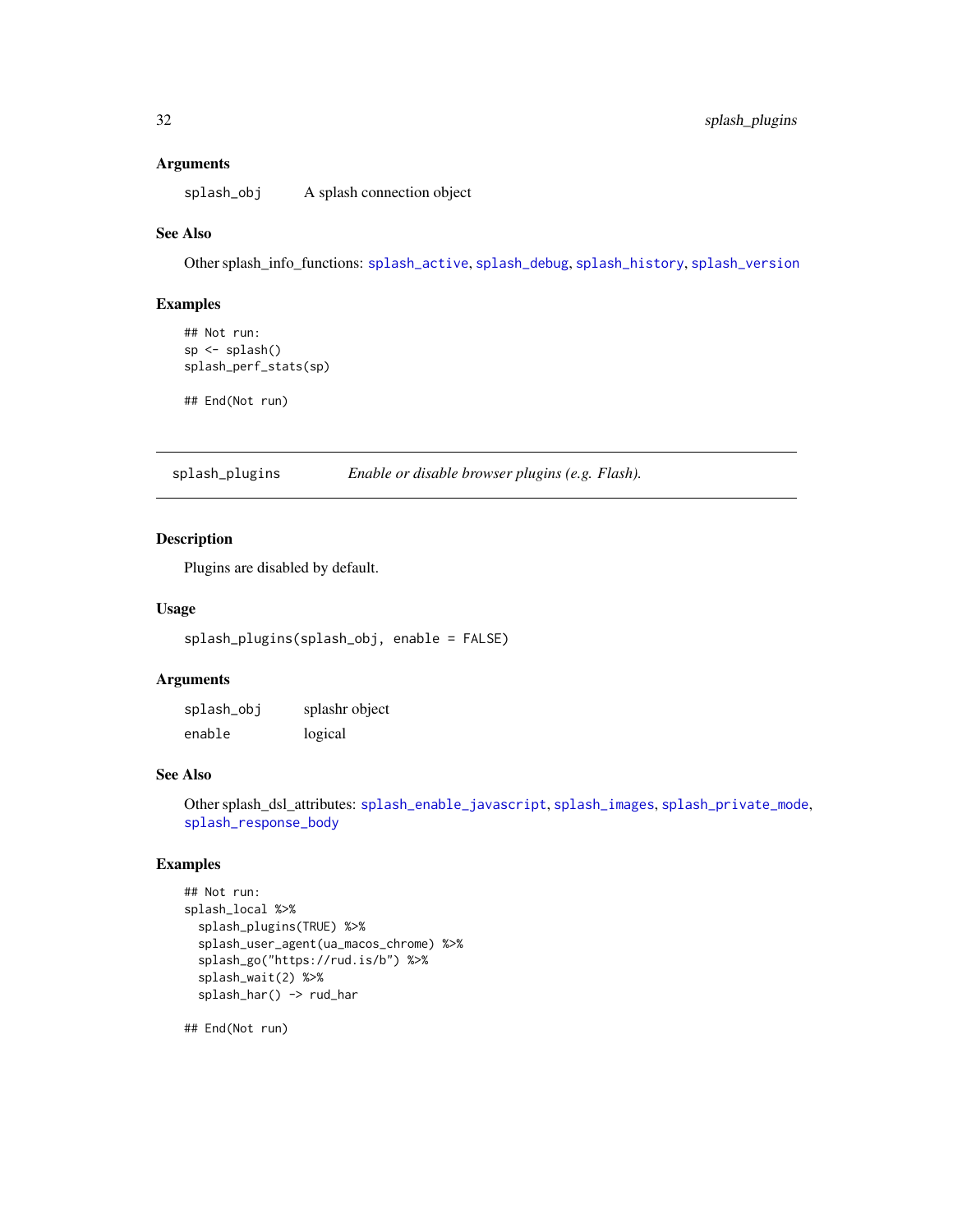### Arguments

`splash_obj` A splash connection object

### See Also

Other splash_info_functions: `splash_active`, `splash_debug`, `splash_history`, `splash_version`

### Examples

```
## Not run:
sp <- splash()
splash_perf_stats(sp)

## End(Not run)
```

---

## splash_plugins — *Enable or disable browser plugins (e.g. Flash).*

---

### Description

Plugins are disabled by default.

### Usage

```
splash_plugins(splash_obj, enable = FALSE)
```

### Arguments

| | |
|---|---|
| `splash_obj` | splashr object |
| `enable` | logical |

### See Also

Other splash_dsl_attributes: `splash_enable_javascript`, `splash_images`, `splash_private_mode`, `splash_response_body`

### Examples

```
## Not run:
splash_local %>%
  splash_plugins(TRUE) %>%
  splash_user_agent(ua_macos_chrome) %>%
  splash_go("https://rud.is/b") %>%
  splash_wait(2) %>%
  splash_har() -> rud_har

## End(Not run)
```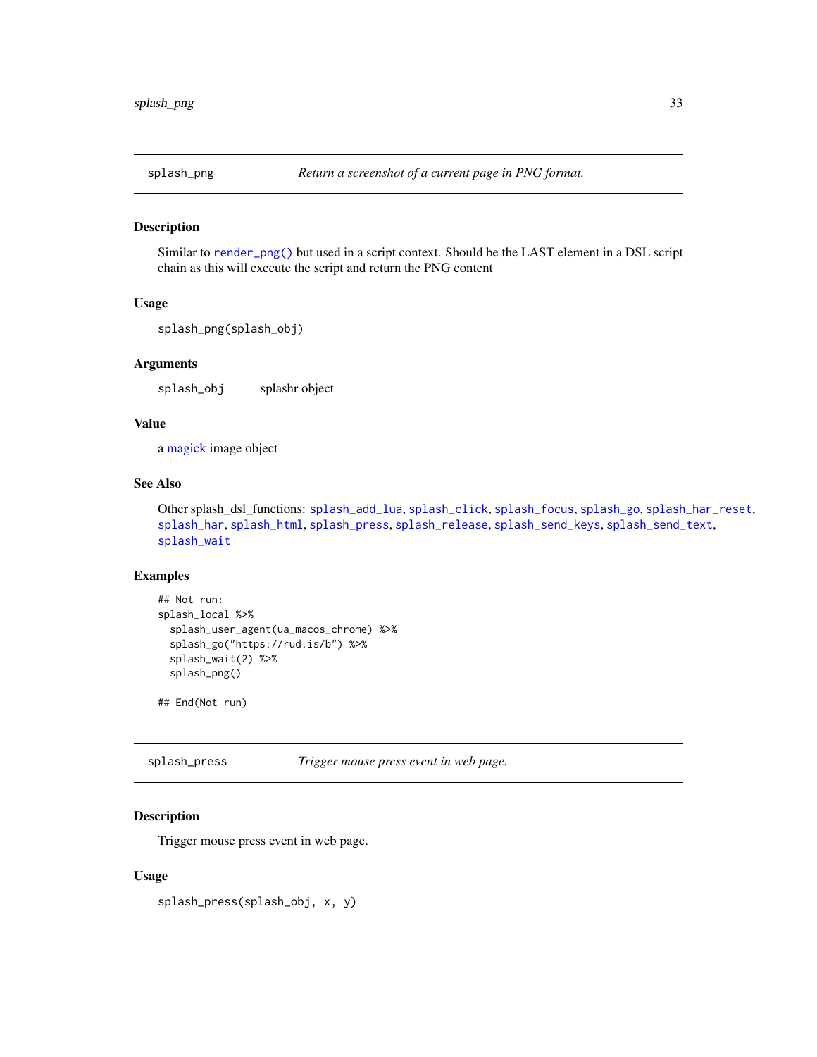## splash_png — *Return a screenshot of a current page in PNG format.*

### Description

Similar to `render_png()` but used in a script context. Should be the LAST element in a DSL script chain as this will execute the script and return the PNG content

### Usage

```
splash_png(splash_obj)
```

### Arguments

| | |
|---|---|
| `splash_obj` | splashr object |

### Value

a magick image object

### See Also

Other splash_dsl_functions: `splash_add_lua`, `splash_click`, `splash_focus`, `splash_go`, `splash_har_reset`, `splash_har`, `splash_html`, `splash_press`, `splash_release`, `splash_send_keys`, `splash_send_text`, `splash_wait`

### Examples

```
## Not run:
splash_local %>%
  splash_user_agent(ua_macos_chrome) %>%
  splash_go("https://rud.is/b") %>%
  splash_wait(2) %>%
  splash_png()

## End(Not run)
```

## splash_press — *Trigger mouse press event in web page.*

### Description

Trigger mouse press event in web page.

### Usage

```
splash_press(splash_obj, x, y)
```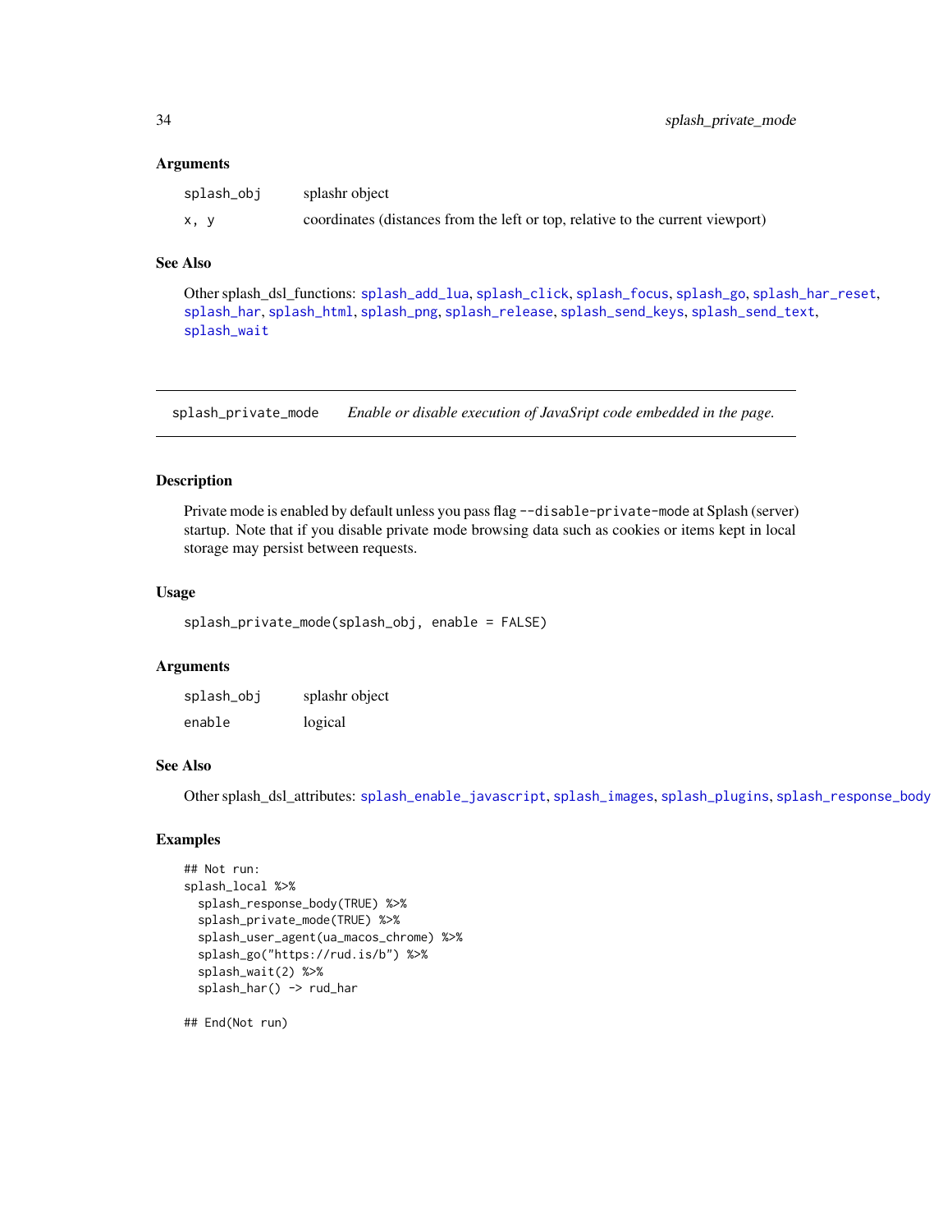### Arguments

| | |
|---|---|
| splash_obj | splashr object |
| x, y | coordinates (distances from the left or top, relative to the current viewport) |

### See Also

Other splash_dsl_functions: splash_add_lua, splash_click, splash_focus, splash_go, splash_har_reset, splash_har, splash_html, splash_png, splash_release, splash_send_keys, splash_send_text, splash_wait

---

## splash_private_mode — *Enable or disable execution of JavaSript code embedded in the page.*

---

### Description

Private mode is enabled by default unless you pass flag `--disable-private-mode` at Splash (server) startup. Note that if you disable private mode browsing data such as cookies or items kept in local storage may persist between requests.

### Usage

```
splash_private_mode(splash_obj, enable = FALSE)
```

### Arguments

| | |
|---|---|
| splash_obj | splashr object |
| enable | logical |

### See Also

Other splash_dsl_attributes: splash_enable_javascript, splash_images, splash_plugins, splash_response_body

### Examples

```
## Not run:
splash_local %>%
  splash_response_body(TRUE) %>%
  splash_private_mode(TRUE) %>%
  splash_user_agent(ua_macos_chrome) %>%
  splash_go("https://rud.is/b") %>%
  splash_wait(2) %>%
  splash_har() -> rud_har

## End(Not run)
```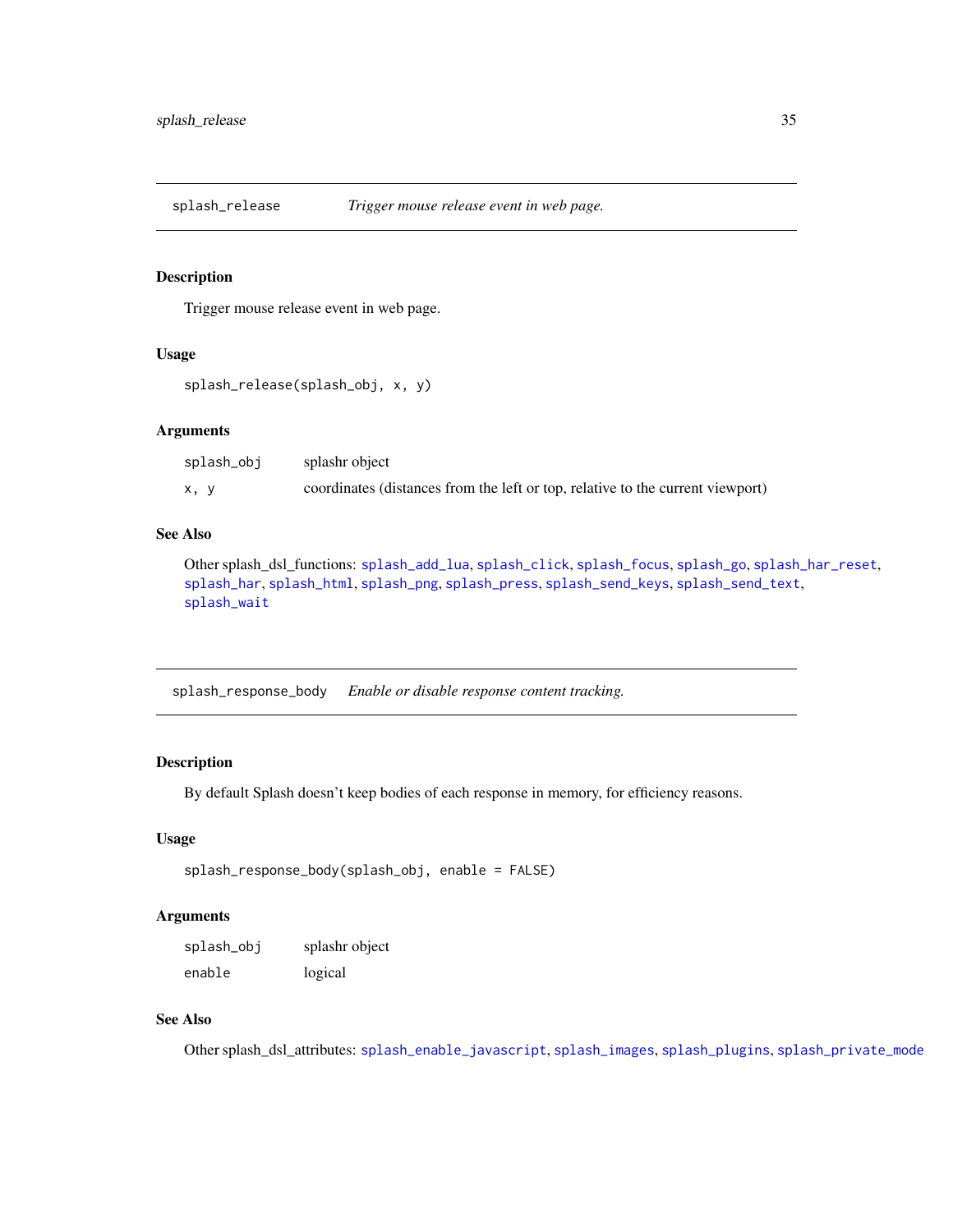## splash_release — *Trigger mouse release event in web page.*

### Description

Trigger mouse release event in web page.

### Usage

```
splash_release(splash_obj, x, y)
```

### Arguments

| | |
|---|---|
| splash_obj | splashr object |
| x, y | coordinates (distances from the left or top, relative to the current viewport) |

### See Also

Other splash_dsl_functions: splash_add_lua, splash_click, splash_focus, splash_go, splash_har_reset, splash_har, splash_html, splash_png, splash_press, splash_send_keys, splash_send_text, splash_wait

## splash_response_body — *Enable or disable response content tracking.*

### Description

By default Splash doesn't keep bodies of each response in memory, for efficiency reasons.

### Usage

```
splash_response_body(splash_obj, enable = FALSE)
```

### Arguments

| | |
|---|---|
| splash_obj | splashr object |
| enable | logical |

### See Also

Other splash_dsl_attributes: splash_enable_javascript, splash_images, splash_plugins, splash_private_mode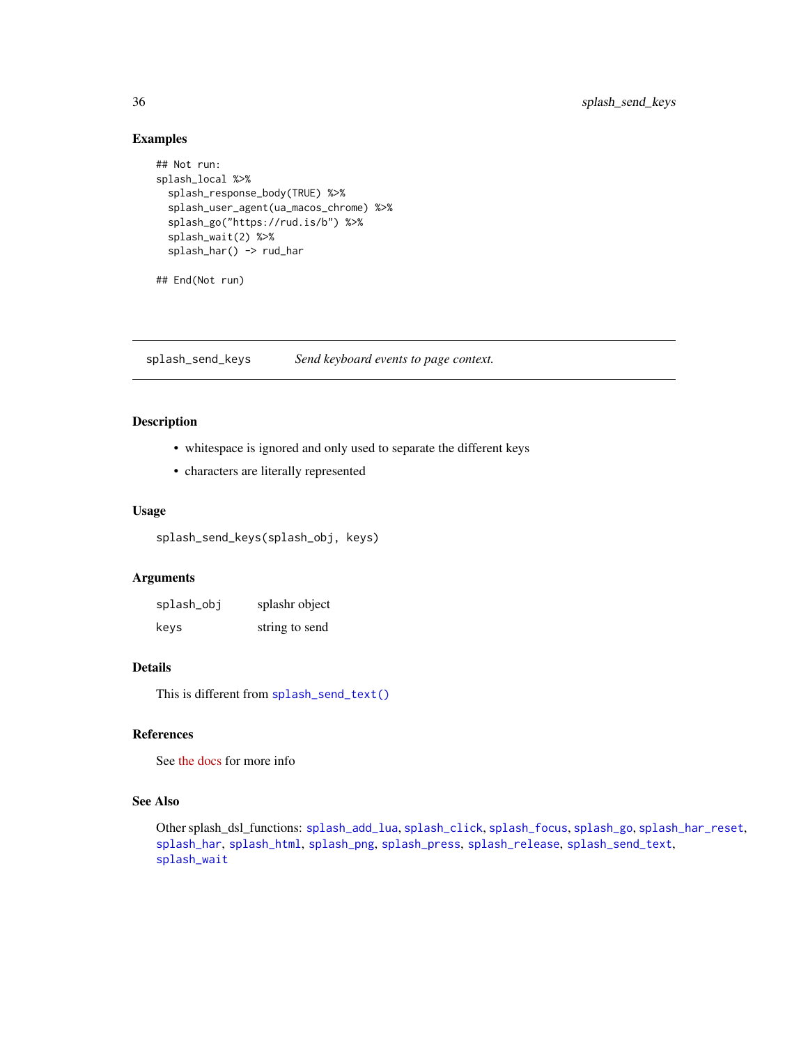## Examples

```
## Not run:
splash_local %>%
  splash_response_body(TRUE) %>%
  splash_user_agent(ua_macos_chrome) %>%
  splash_go("https://rud.is/b") %>%
  splash_wait(2) %>%
  splash_har() -> rud_har

## End(Not run)
```

---

## splash_send_keys    *Send keyboard events to page context.*

---

### Description

- whitespace is ignored and only used to separate the different keys
- characters are literally represented

### Usage

```
splash_send_keys(splash_obj, keys)
```

### Arguments

| | |
|---|---|
| splash_obj | splashr object |
| keys | string to send |

### Details

This is different from `splash_send_text()`

### References

See the docs for more info

### See Also

Other splash_dsl_functions: `splash_add_lua`, `splash_click`, `splash_focus`, `splash_go`, `splash_har_reset`, `splash_har`, `splash_html`, `splash_png`, `splash_press`, `splash_release`, `splash_send_text`, `splash_wait`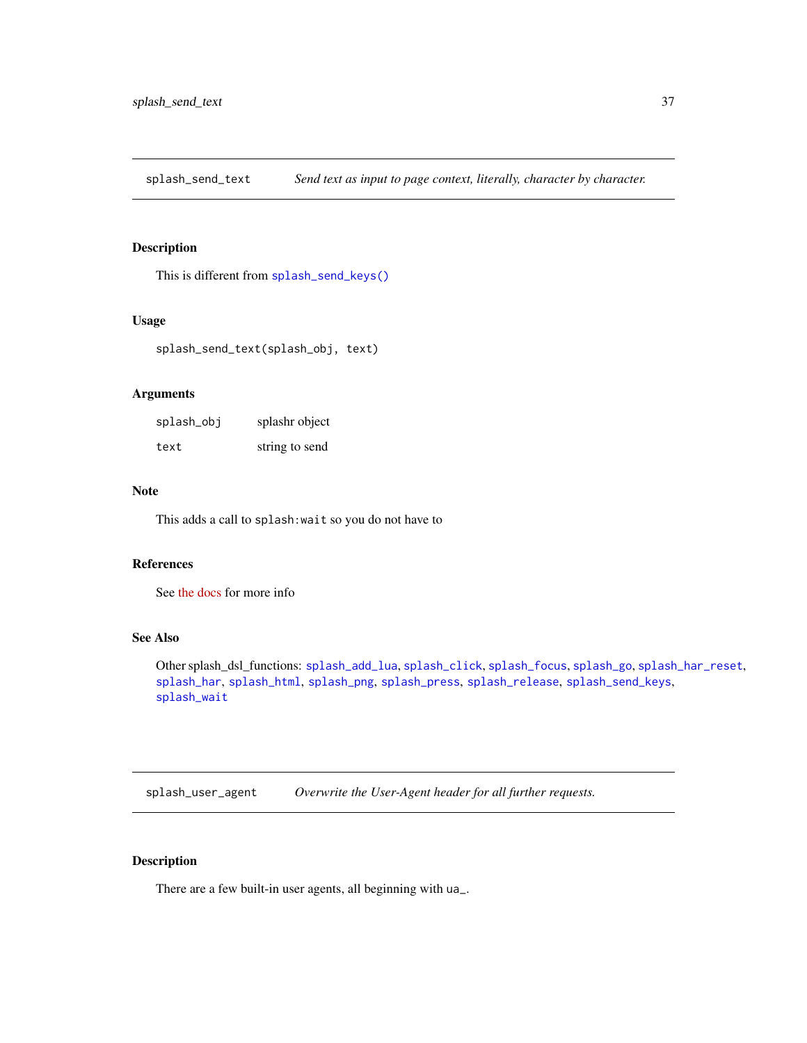## splash_send_text — *Send text as input to page context, literally, character by character.*

### Description

This is different from `splash_send_keys()`

### Usage

```
splash_send_text(splash_obj, text)
```

### Arguments

| | |
|---|---|
| `splash_obj` | splashr object |
| `text` | string to send |

### Note

This adds a call to `splash:wait` so you do not have to

### References

See the docs for more info

### See Also

Other splash_dsl_functions: `splash_add_lua`, `splash_click`, `splash_focus`, `splash_go`, `splash_har_reset`, `splash_har`, `splash_html`, `splash_png`, `splash_press`, `splash_release`, `splash_send_keys`, `splash_wait`

## splash_user_agent — *Overwrite the User-Agent header for all further requests.*

### Description

There are a few built-in user agents, all beginning with `ua_`.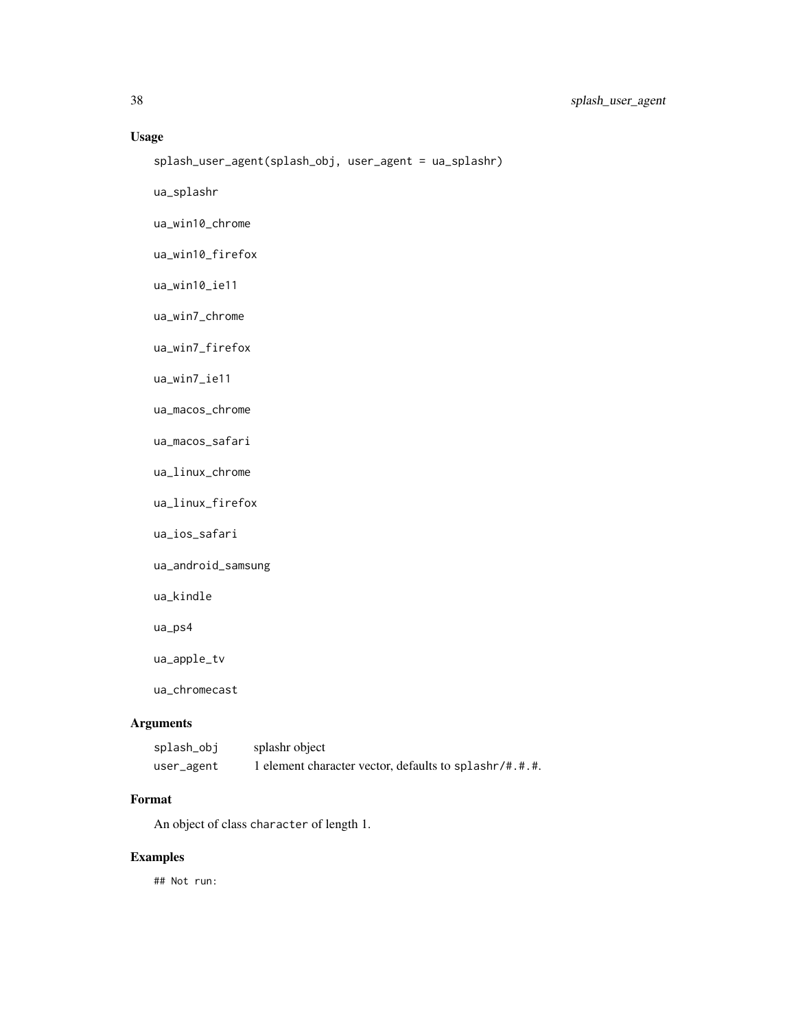## Usage

```
splash_user_agent(splash_obj, user_agent = ua_splashr)

ua_splashr

ua_win10_chrome

ua_win10_firefox

ua_win10_ie11

ua_win7_chrome

ua_win7_firefox

ua_win7_ie11

ua_macos_chrome

ua_macos_safari

ua_linux_chrome

ua_linux_firefox

ua_ios_safari

ua_android_samsung

ua_kindle

ua_ps4

ua_apple_tv

ua_chromecast
```

## Arguments

| | |
|---|---|
| `splash_obj` | splashr object |
| `user_agent` | 1 element character vector, defaults to `splashr/#.#.#`. |

## Format

An object of class `character` of length 1.

## Examples

```
## Not run:
```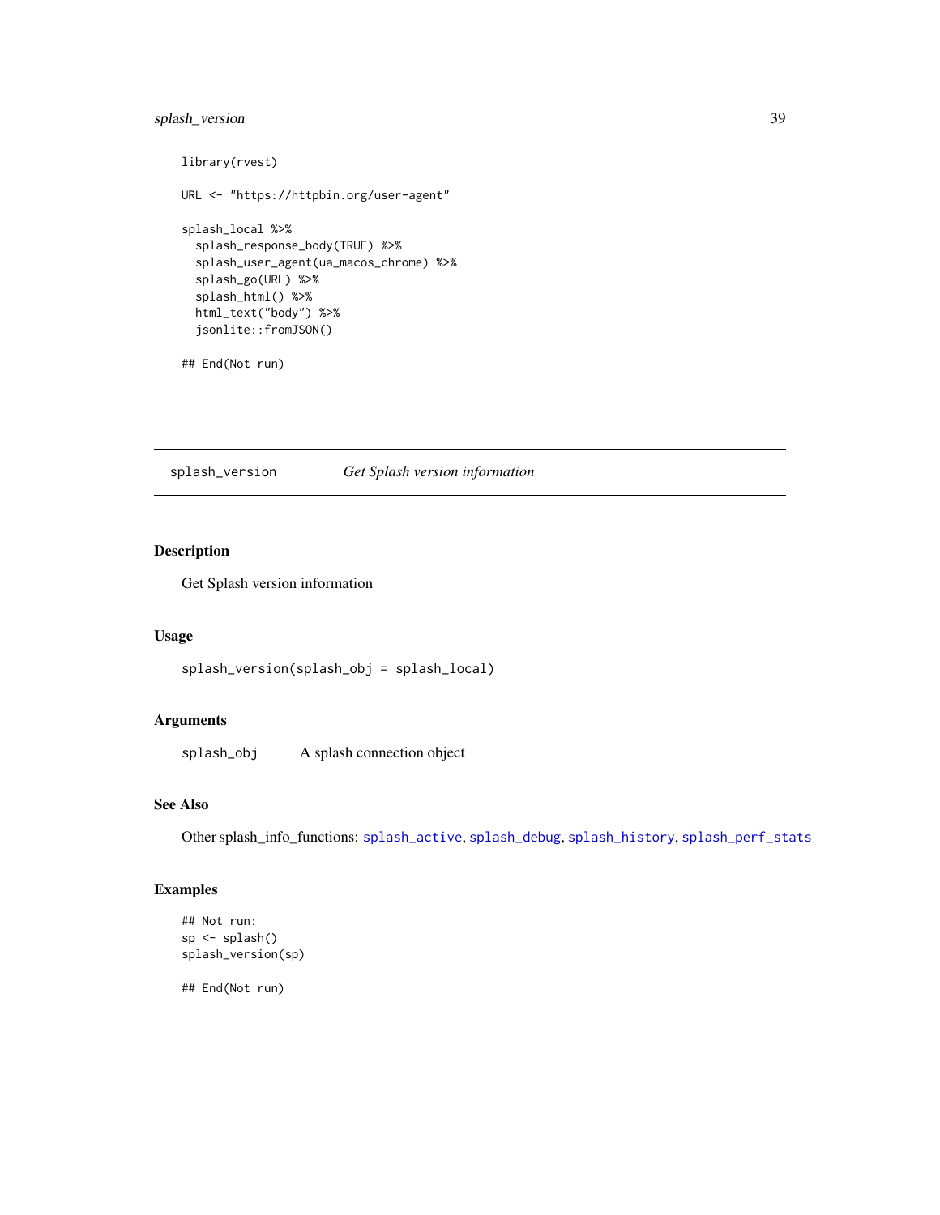```
library(rvest)

URL <- "https://httpbin.org/user-agent"

splash_local %>%
  splash_response_body(TRUE) %>%
  splash_user_agent(ua_macos_chrome) %>%
  splash_go(URL) %>%
  splash_html() %>%
  html_text("body") %>%
  jsonlite::fromJSON()

## End(Not run)
```

## splash_version — *Get Splash version information*

### Description

Get Splash version information

### Usage

```
splash_version(splash_obj = splash_local)
```

### Arguments

| | |
|---|---|
| splash_obj | A splash connection object |

### See Also

Other splash_info_functions: splash_active, splash_debug, splash_history, splash_perf_stats

### Examples

```
## Not run:
sp <- splash()
splash_version(sp)

## End(Not run)
```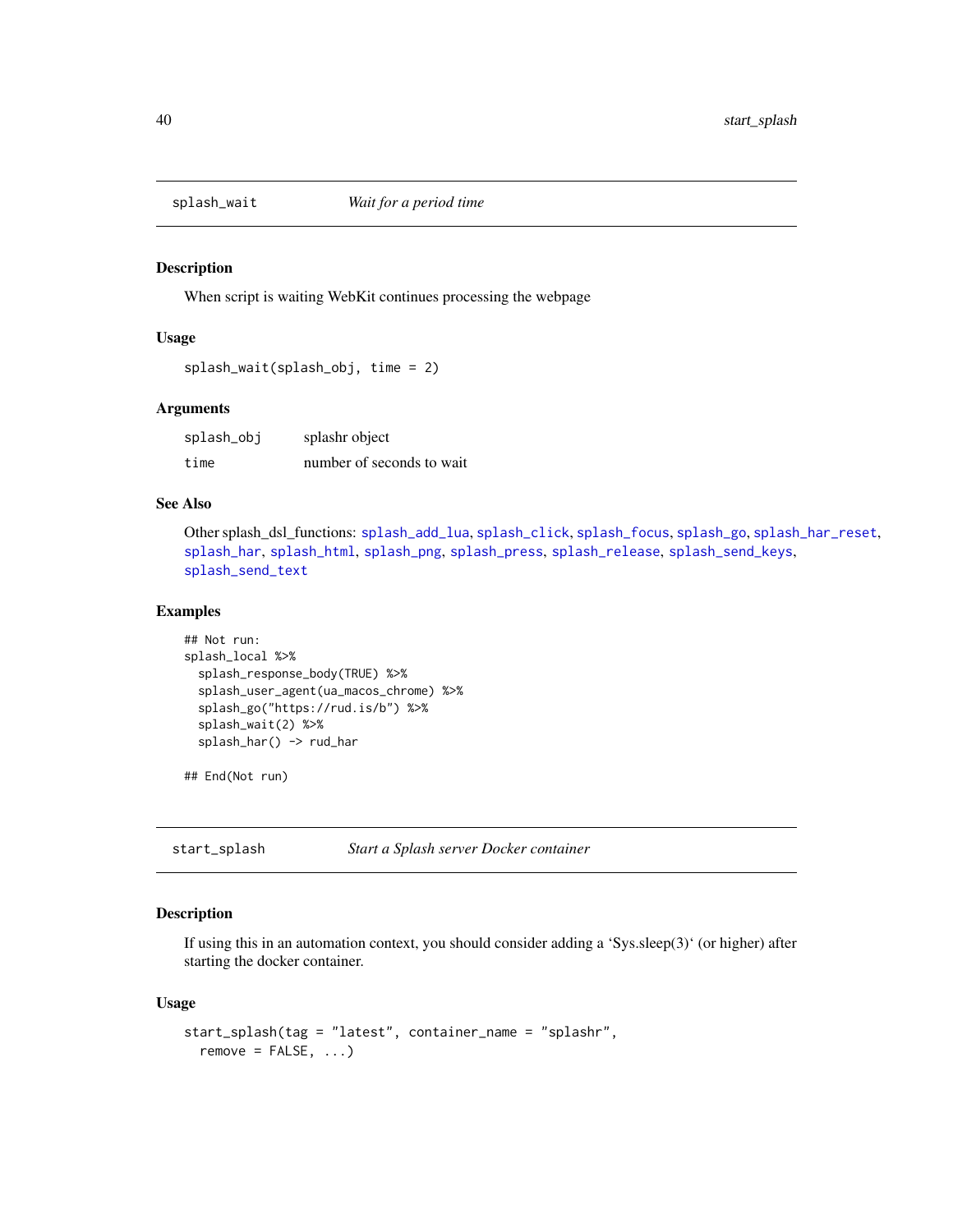## splash_wait — *Wait for a period time*

### Description

When script is waiting WebKit continues processing the webpage

### Usage

```
splash_wait(splash_obj, time = 2)
```

### Arguments

| | |
|---|---|
| splash_obj | splashr object |
| time | number of seconds to wait |

### See Also

Other splash_dsl_functions: splash_add_lua, splash_click, splash_focus, splash_go, splash_har_reset, splash_har, splash_html, splash_png, splash_press, splash_release, splash_send_keys, splash_send_text

### Examples

```
## Not run:
splash_local %>%
  splash_response_body(TRUE) %>%
  splash_user_agent(ua_macos_chrome) %>%
  splash_go("https://rud.is/b") %>%
  splash_wait(2) %>%
  splash_har() -> rud_har

## End(Not run)
```

## start_splash — *Start a Splash server Docker container*

### Description

If using this in an automation context, you should consider adding a ‘Sys.sleep(3)‘ (or higher) after starting the docker container.

### Usage

```
start_splash(tag = "latest", container_name = "splashr",
  remove = FALSE, ...)
```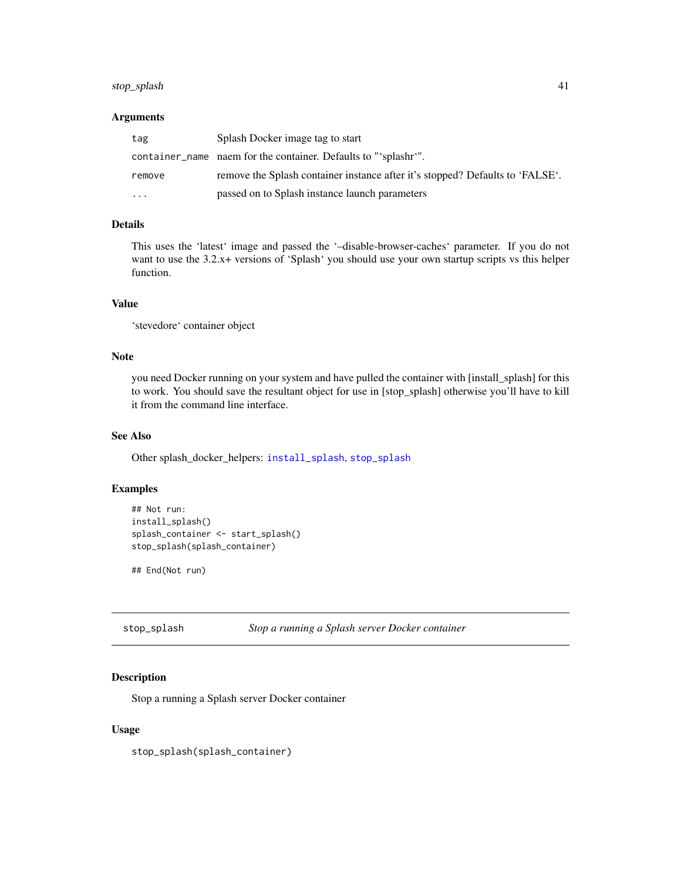### Arguments

| | |
|---|---|
| tag | Splash Docker image tag to start |
| container_name | naem for the container. Defaults to "‘splashr‘". |
| remove | remove the Splash container instance after it's stopped? Defaults to ‘FALSE‘. |
| ... | passed on to Splash instance launch parameters |

### Details

This uses the ‘latest‘ image and passed the ‘–disable-browser-caches‘ parameter. If you do not want to use the 3.2.x+ versions of ‘Splash‘ you should use your own startup scripts vs this helper function.

### Value

‘stevedore‘ container object

### Note

you need Docker running on your system and have pulled the container with [install_splash] for this to work. You should save the resultant object for use in [stop_splash] otherwise you'll have to kill it from the command line interface.

### See Also

Other splash_docker_helpers: install_splash, stop_splash

### Examples

```
## Not run:
install_splash()
splash_container <- start_splash()
stop_splash(splash_container)

## End(Not run)
```

---

## stop_splash — *Stop a running a Splash server Docker container*

### Description

Stop a running a Splash server Docker container

### Usage

```
stop_splash(splash_container)
```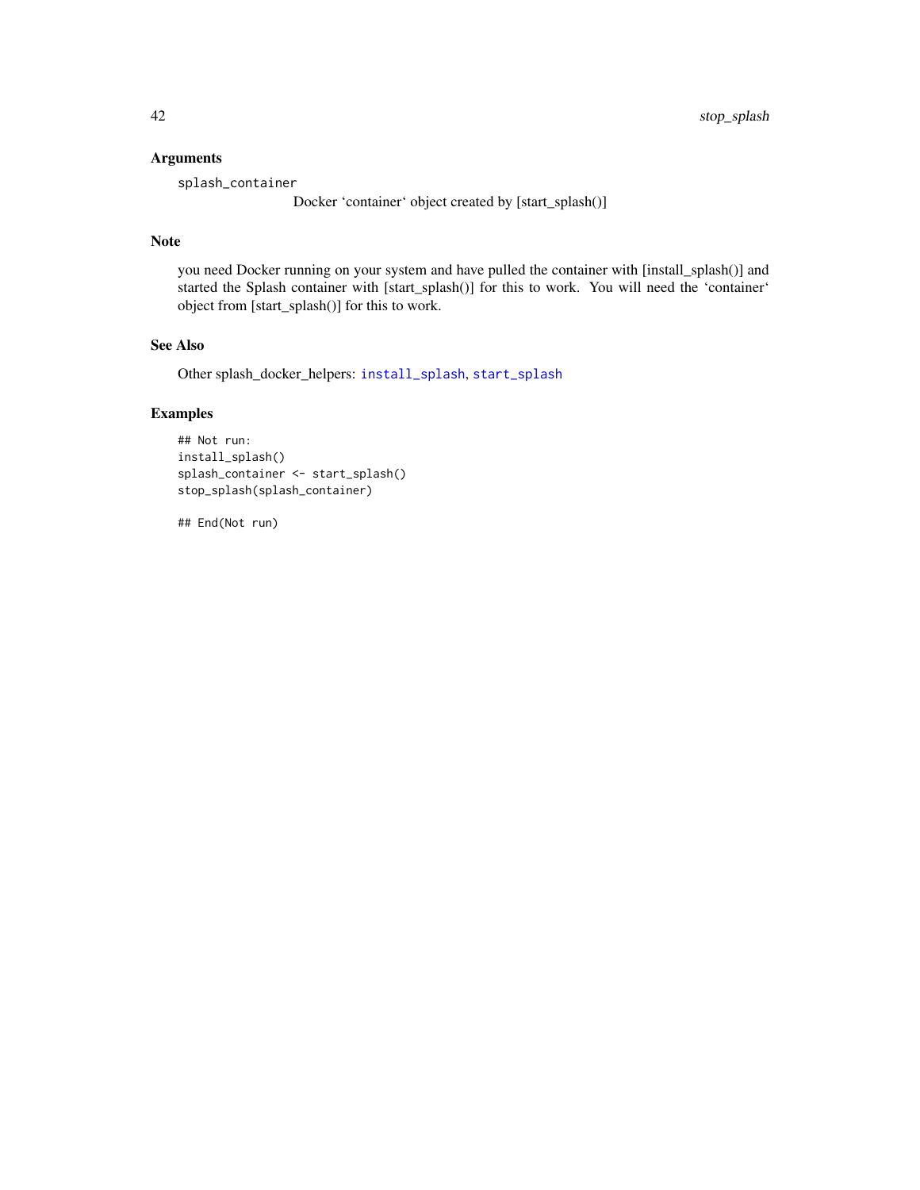### Arguments

`splash_container`
: Docker ‘container‘ object created by [start_splash()]

### Note

you need Docker running on your system and have pulled the container with [install_splash()] and started the Splash container with [start_splash()] for this to work. You will need the ‘container‘ object from [start_splash()] for this to work.

### See Also

Other splash_docker_helpers: `install_splash`, `start_splash`

### Examples

```
## Not run:
install_splash()
splash_container <- start_splash()
stop_splash(splash_container)

## End(Not run)
```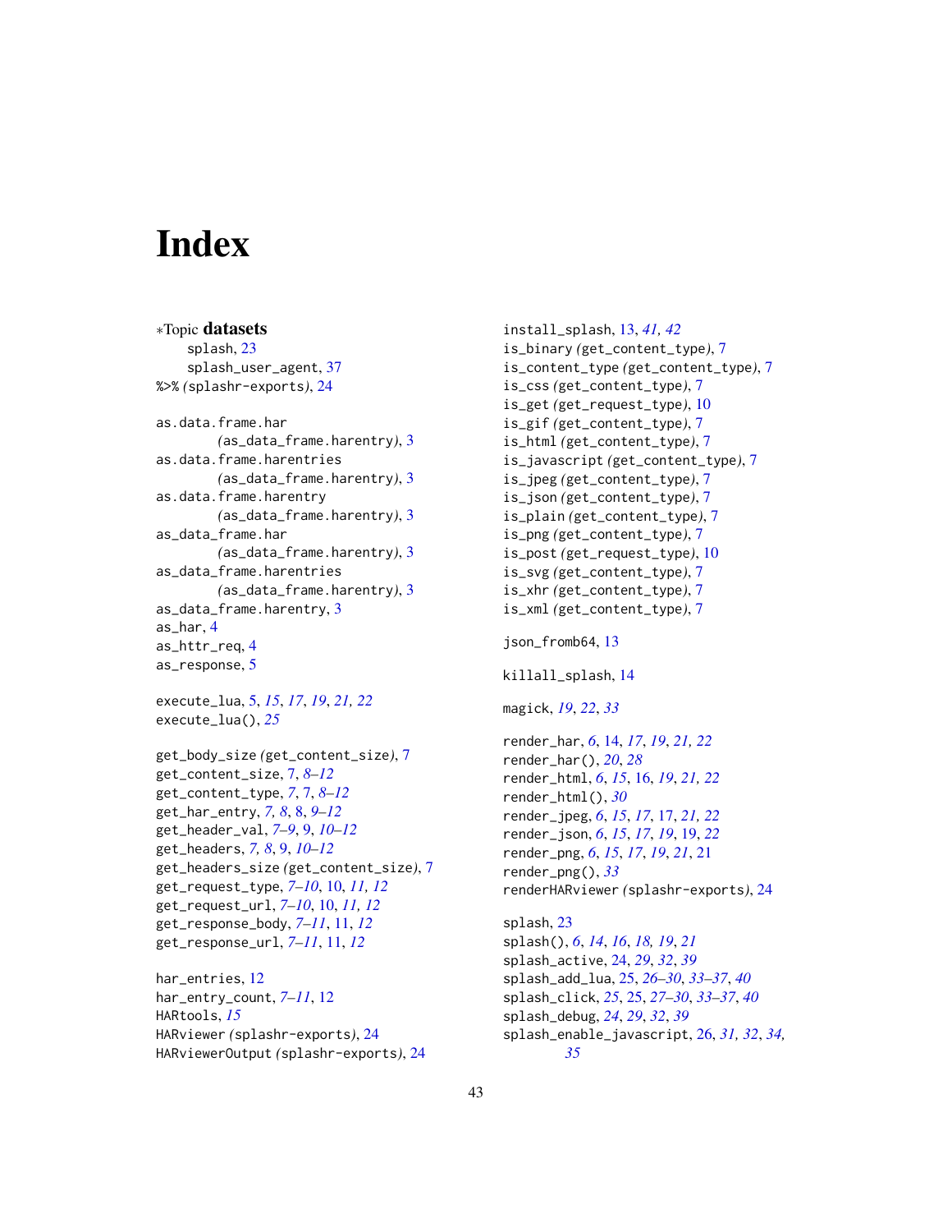# Index

∗Topic **datasets**
splash, 23
splash_user_agent, 37
%>% *(*splashr-exports*)*, 24

as.data.frame.har *(*as_data_frame.harentry*)*, 3
as.data.frame.harentries *(*as_data_frame.harentry*)*, 3
as.data.frame.harentry *(*as_data_frame.harentry*)*, 3
as_data_frame.har *(*as_data_frame.harentry*)*, 3
as_data_frame.harentries *(*as_data_frame.harentry*)*, 3
as_data_frame.harentry, 3
as_har, 4
as_httr_req, 4
as_response, 5

execute_lua, 5, *15*, *17*, *19*, *21, 22*
execute_lua(), *25*

get_body_size *(*get_content_size*)*, 7
get_content_size, 7, *8–12*
get_content_type, *7*, 7, *8–12*
get_har_entry, *7, 8*, 8, *9–12*
get_header_val, *7–9*, 9, *10–12*
get_headers, *7, 8*, 9, *10–12*
get_headers_size *(*get_content_size*)*, 7
get_request_type, *7–10*, 10, *11, 12*
get_request_url, *7–10*, 10, *11, 12*
get_response_body, *7–11*, 11, *12*
get_response_url, *7–11*, 11, *12*

har_entries, 12
har_entry_count, *7–11*, 12
HARtools, *15*
HARviewer *(*splashr-exports*)*, 24
HARviewerOutput *(*splashr-exports*)*, 24

install_splash, 13, *41, 42*
is_binary *(*get_content_type*)*, 7
is_content_type *(*get_content_type*)*, 7
is_css *(*get_content_type*)*, 7
is_get *(*get_request_type*)*, 10
is_gif *(*get_content_type*)*, 7
is_html *(*get_content_type*)*, 7
is_javascript *(*get_content_type*)*, 7
is_jpeg *(*get_content_type*)*, 7
is_json *(*get_content_type*)*, 7
is_plain *(*get_content_type*)*, 7
is_png *(*get_content_type*)*, 7
is_post *(*get_request_type*)*, 10
is_svg *(*get_content_type*)*, 7
is_xhr *(*get_content_type*)*, 7
is_xml *(*get_content_type*)*, 7

json_fromb64, 13

killall_splash, 14

magick, *19*, *22*, *33*

render_har, *6*, 14, *17*, *19*, *21, 22*
render_har(), *20*, *28*
render_html, *6*, *15*, 16, *19*, *21, 22*
render_html(), *30*
render_jpeg, *6*, *15*, *17*, 17, *21, 22*
render_json, *6*, *15*, *17*, *19*, 19, *22*
render_png, *6*, *15*, *17*, *19*, *21*, 21
render_png(), *33*
renderHARviewer *(*splashr-exports*)*, 24

splash, 23
splash(), *6*, *14*, *16*, *18, 19*, *21*
splash_active, 24, *29*, *32*, *39*
splash_add_lua, 25, *26–30*, *33–37*, *40*
splash_click, *25*, 25, *27–30*, *33–37*, *40*
splash_debug, *24*, *29*, *32*, *39*
splash_enable_javascript, 26, *31, 32*, *34, 35*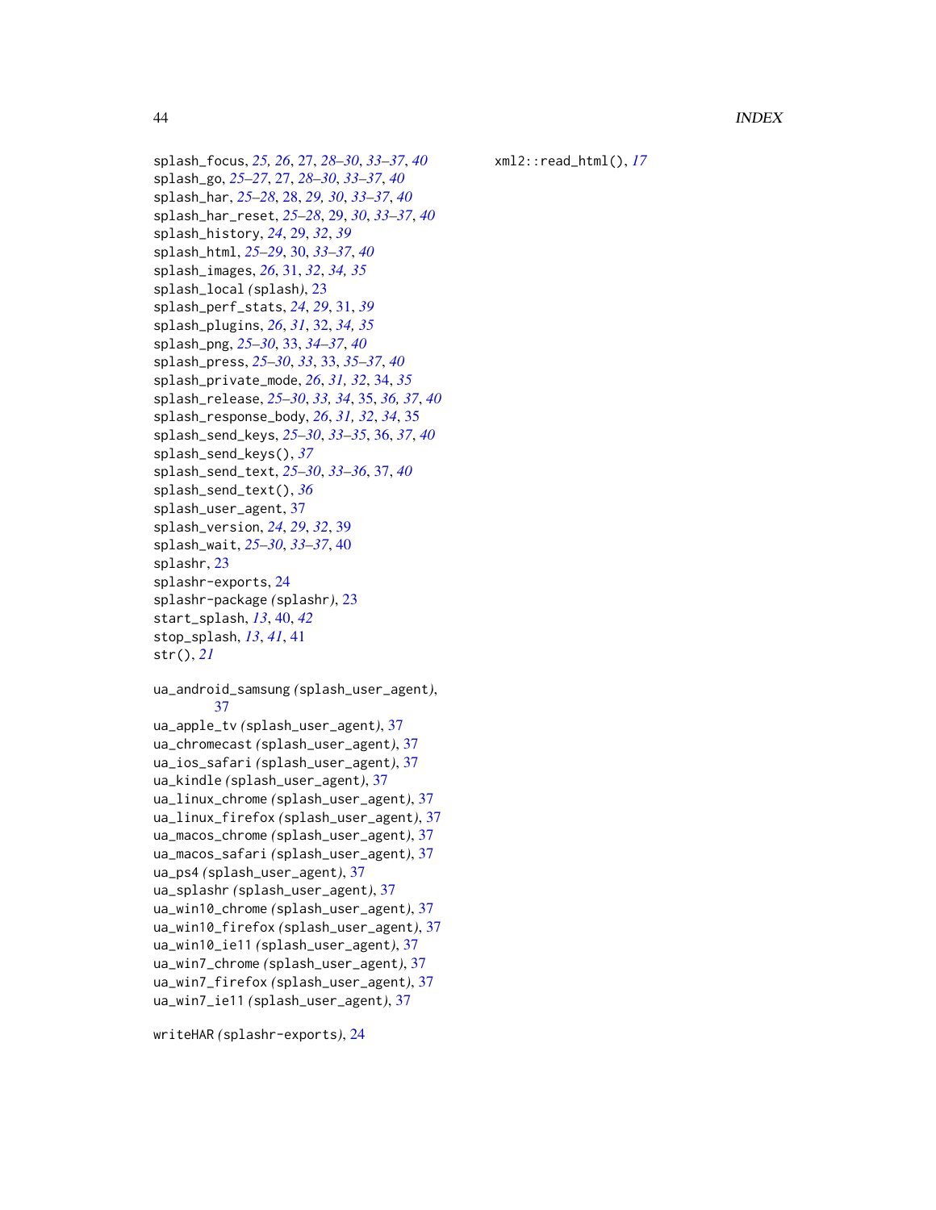splash_focus, *25, 26*, 27, *28–30*, *33–37*, *40*
splash_go, *25–27*, 27, *28–30*, *33–37*, *40*
splash_har, *25–28*, 28, *29, 30*, *33–37*, *40*
splash_har_reset, *25–28*, 29, *30*, *33–37*, *40*
splash_history, *24*, 29, *32*, *39*
splash_html, *25–29*, 30, *33–37*, *40*
splash_images, *26*, 31, *32*, *34, 35*
splash_local *(*splash*)*, 23
splash_perf_stats, *24*, *29*, 31, *39*
splash_plugins, *26*, *31*, 32, *34, 35*
splash_png, *25–30*, 33, *34–37*, *40*
splash_press, *25–30*, *33*, 33, *35–37*, *40*
splash_private_mode, *26*, *31, 32*, 34, *35*
splash_release, *25–30*, *33, 34*, 35, *36, 37*, *40*
splash_response_body, *26*, *31, 32*, *34*, 35
splash_send_keys, *25–30*, *33–35*, 36, *37*, *40*
splash_send_keys(), *37*
splash_send_text, *25–30*, *33–36*, 37, *40*
splash_send_text(), *36*
splash_user_agent, 37
splash_version, *24*, *29*, *32*, 39
splash_wait, *25–30*, *33–37*, 40
splashr, 23
splashr-exports, 24
splashr-package *(*splashr*)*, 23
start_splash, *13*, 40, *42*
stop_splash, *13*, *41*, 41
str(), *21*

ua_android_samsung *(*splash_user_agent*)*, 37
ua_apple_tv *(*splash_user_agent*)*, 37
ua_chromecast *(*splash_user_agent*)*, 37
ua_ios_safari *(*splash_user_agent*)*, 37
ua_kindle *(*splash_user_agent*)*, 37
ua_linux_chrome *(*splash_user_agent*)*, 37
ua_linux_firefox *(*splash_user_agent*)*, 37
ua_macos_chrome *(*splash_user_agent*)*, 37
ua_macos_safari *(*splash_user_agent*)*, 37
ua_ps4 *(*splash_user_agent*)*, 37
ua_splashr *(*splash_user_agent*)*, 37
ua_win10_chrome *(*splash_user_agent*)*, 37
ua_win10_firefox *(*splash_user_agent*)*, 37
ua_win10_ie11 *(*splash_user_agent*)*, 37
ua_win7_chrome *(*splash_user_agent*)*, 37
ua_win7_firefox *(*splash_user_agent*)*, 37
ua_win7_ie11 *(*splash_user_agent*)*, 37

writeHAR *(*splashr-exports*)*, 24

xml2::read_html(), *17*